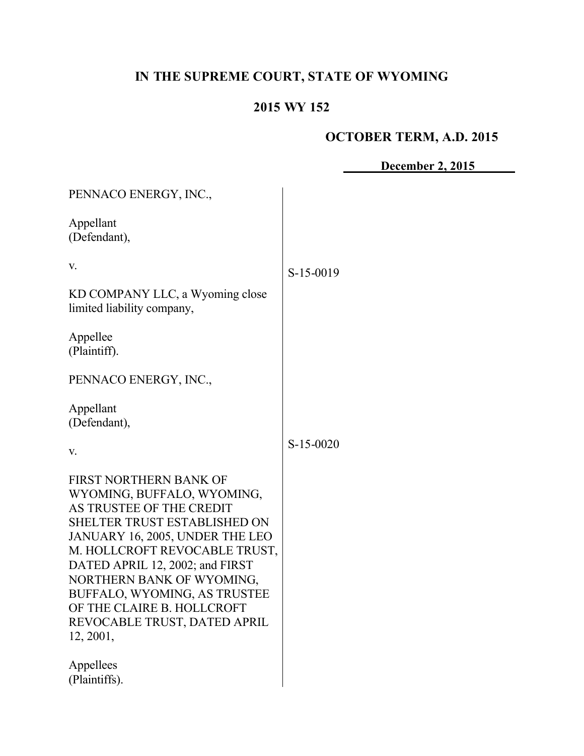**IN THE SUPREME COURT, STATE OF WYOMING**

**2015 WY 152**

**OCTOBER TERM, A.D. 2015**

**December 2, 2015**

PENNACO ENERGY, INC.,

Appellant
(Defendant),

v.

KD COMPANY LLC, a Wyoming close limited liability company,

Appellee
(Plaintiff).

S-15-0019

PENNACO ENERGY, INC.,

Appellant
(Defendant),

v.

FIRST NORTHERN BANK OF WYOMING, BUFFALO, WYOMING, AS TRUSTEE OF THE CREDIT SHELTER TRUST ESTABLISHED ON JANUARY 16, 2005, UNDER THE LEO M. HOLLCROFT REVOCABLE TRUST, DATED APRIL 12, 2002; and FIRST NORTHERN BANK OF WYOMING, BUFFALO, WYOMING, AS TRUSTEE OF THE CLAIRE B. HOLLCROFT REVOCABLE TRUST, DATED APRIL 12, 2001,

Appellees
(Plaintiffs).

S-15-0020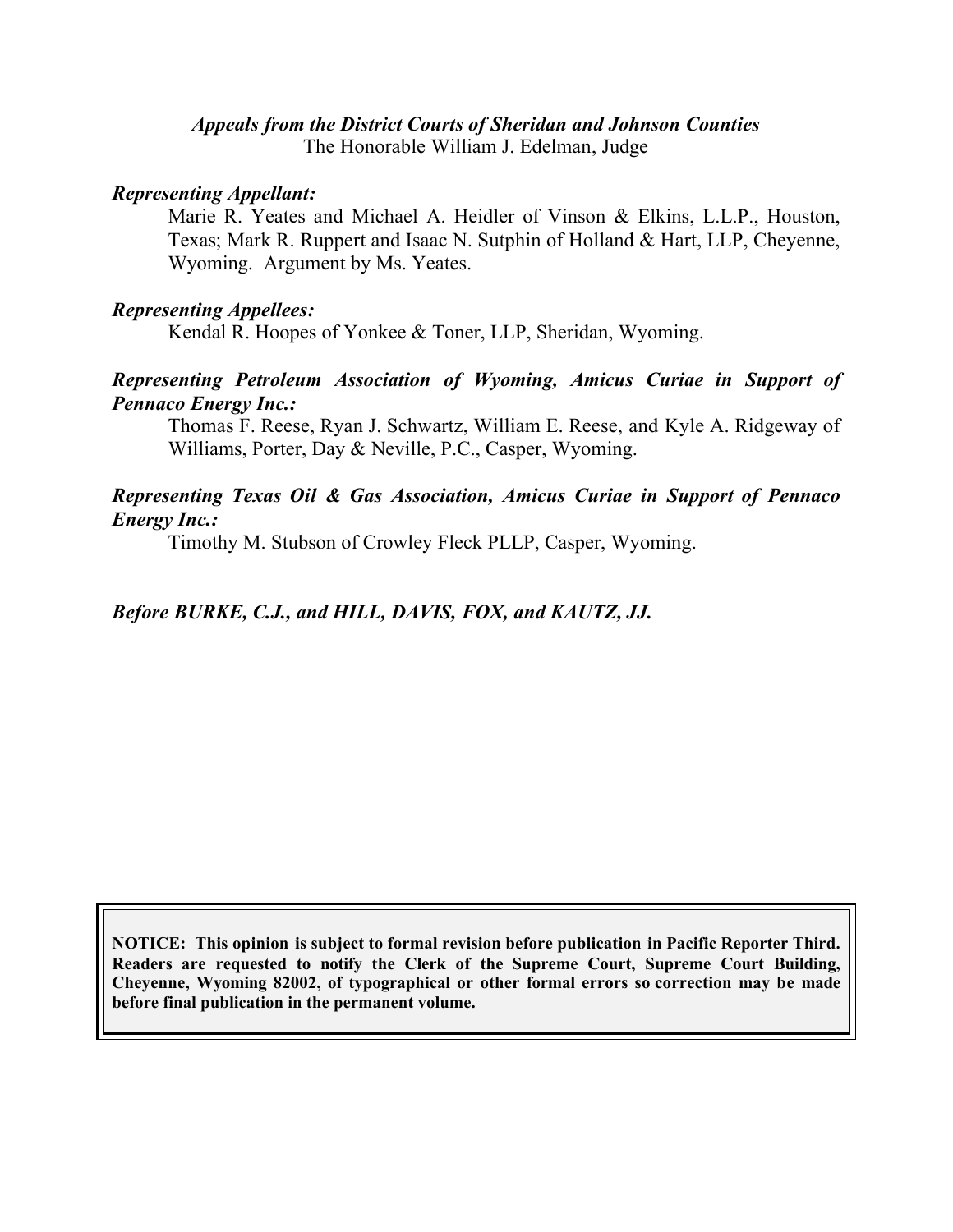*Appeals from the District Courts of Sheridan and Johnson Counties*
The Honorable William J. Edelman, Judge

***Representing Appellant:***

Marie R. Yeates and Michael A. Heidler of Vinson & Elkins, L.L.P., Houston, Texas; Mark R. Ruppert and Isaac N. Sutphin of Holland & Hart, LLP, Cheyenne, Wyoming. Argument by Ms. Yeates.

***Representing Appellees:***

Kendal R. Hoopes of Yonkee & Toner, LLP, Sheridan, Wyoming.

***Representing Petroleum Association of Wyoming, Amicus Curiae in Support of Pennaco Energy Inc.:***

Thomas F. Reese, Ryan J. Schwartz, William E. Reese, and Kyle A. Ridgeway of Williams, Porter, Day & Neville, P.C., Casper, Wyoming.

***Representing Texas Oil & Gas Association, Amicus Curiae in Support of Pennaco Energy Inc.:***

Timothy M. Stubson of Crowley Fleck PLLP, Casper, Wyoming.

***Before BURKE, C.J., and HILL, DAVIS, FOX, and KAUTZ, JJ.***

**NOTICE: This opinion is subject to formal revision before publication in Pacific Reporter Third. Readers are requested to notify the Clerk of the Supreme Court, Supreme Court Building, Cheyenne, Wyoming 82002, of typographical or other formal errors so correction may be made before final publication in the permanent volume.**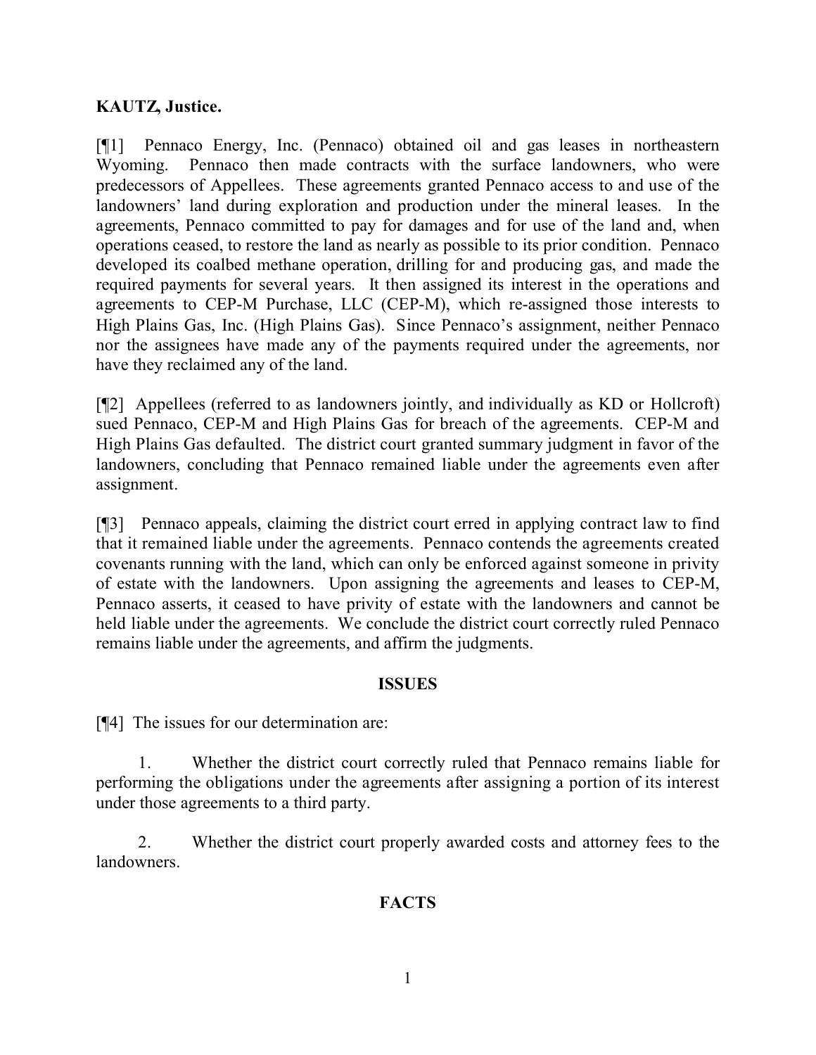**KAUTZ, Justice.**

[¶1] Pennaco Energy, Inc. (Pennaco) obtained oil and gas leases in northeastern Wyoming. Pennaco then made contracts with the surface landowners, who were predecessors of Appellees. These agreements granted Pennaco access to and use of the landowners' land during exploration and production under the mineral leases. In the agreements, Pennaco committed to pay for damages and for use of the land and, when operations ceased, to restore the land as nearly as possible to its prior condition. Pennaco developed its coalbed methane operation, drilling for and producing gas, and made the required payments for several years. It then assigned its interest in the operations and agreements to CEP-M Purchase, LLC (CEP-M), which re-assigned those interests to High Plains Gas, Inc. (High Plains Gas). Since Pennaco's assignment, neither Pennaco nor the assignees have made any of the payments required under the agreements, nor have they reclaimed any of the land.

[¶2] Appellees (referred to as landowners jointly, and individually as KD or Hollcroft) sued Pennaco, CEP-M and High Plains Gas for breach of the agreements. CEP-M and High Plains Gas defaulted. The district court granted summary judgment in favor of the landowners, concluding that Pennaco remained liable under the agreements even after assignment.

[¶3] Pennaco appeals, claiming the district court erred in applying contract law to find that it remained liable under the agreements. Pennaco contends the agreements created covenants running with the land, which can only be enforced against someone in privity of estate with the landowners. Upon assigning the agreements and leases to CEP-M, Pennaco asserts, it ceased to have privity of estate with the landowners and cannot be held liable under the agreements. We conclude the district court correctly ruled Pennaco remains liable under the agreements, and affirm the judgments.

## ISSUES

[¶4] The issues for our determination are:

1. Whether the district court correctly ruled that Pennaco remains liable for performing the obligations under the agreements after assigning a portion of its interest under those agreements to a third party.

2. Whether the district court properly awarded costs and attorney fees to the landowners.

## FACTS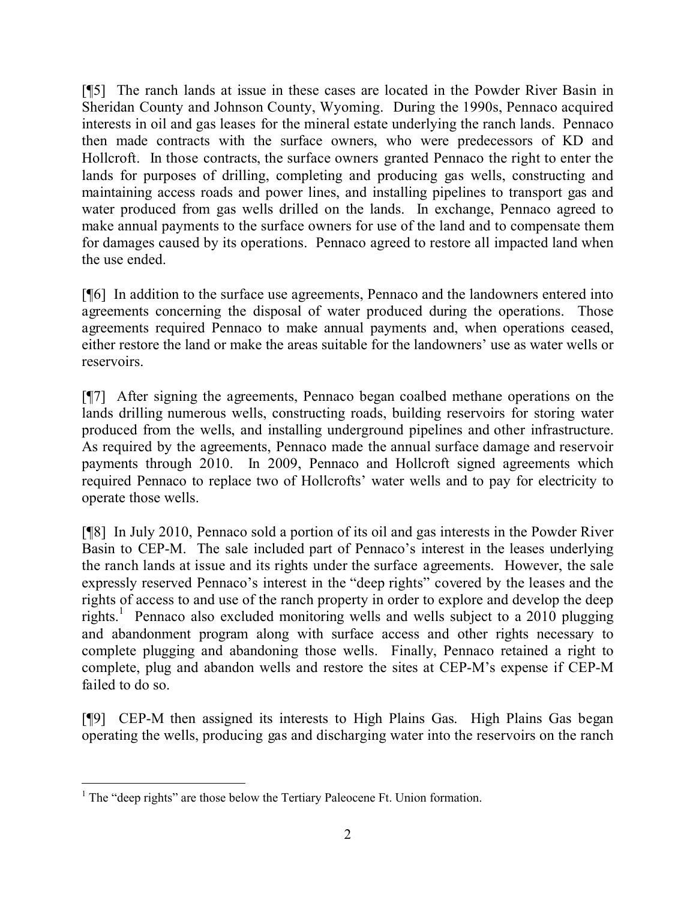[¶5] The ranch lands at issue in these cases are located in the Powder River Basin in Sheridan County and Johnson County, Wyoming. During the 1990s, Pennaco acquired interests in oil and gas leases for the mineral estate underlying the ranch lands. Pennaco then made contracts with the surface owners, who were predecessors of KD and Hollcroft. In those contracts, the surface owners granted Pennaco the right to enter the lands for purposes of drilling, completing and producing gas wells, constructing and maintaining access roads and power lines, and installing pipelines to transport gas and water produced from gas wells drilled on the lands. In exchange, Pennaco agreed to make annual payments to the surface owners for use of the land and to compensate them for damages caused by its operations. Pennaco agreed to restore all impacted land when the use ended.

[¶6] In addition to the surface use agreements, Pennaco and the landowners entered into agreements concerning the disposal of water produced during the operations. Those agreements required Pennaco to make annual payments and, when operations ceased, either restore the land or make the areas suitable for the landowners' use as water wells or reservoirs.

[¶7] After signing the agreements, Pennaco began coalbed methane operations on the lands drilling numerous wells, constructing roads, building reservoirs for storing water produced from the wells, and installing underground pipelines and other infrastructure. As required by the agreements, Pennaco made the annual surface damage and reservoir payments through 2010. In 2009, Pennaco and Hollcroft signed agreements which required Pennaco to replace two of Hollcrofts' water wells and to pay for electricity to operate those wells.

[¶8] In July 2010, Pennaco sold a portion of its oil and gas interests in the Powder River Basin to CEP-M. The sale included part of Pennaco's interest in the leases underlying the ranch lands at issue and its rights under the surface agreements. However, the sale expressly reserved Pennaco's interest in the "deep rights" covered by the leases and the rights of access to and use of the ranch property in order to explore and develop the deep rights.[1] Pennaco also excluded monitoring wells and wells subject to a 2010 plugging and abandonment program along with surface access and other rights necessary to complete plugging and abandoning those wells. Finally, Pennaco retained a right to complete, plug and abandon wells and restore the sites at CEP-M's expense if CEP-M failed to do so.

[¶9] CEP-M then assigned its interests to High Plains Gas. High Plains Gas began operating the wells, producing gas and discharging water into the reservoirs on the ranch

[1] The "deep rights" are those below the Tertiary Paleocene Ft. Union formation.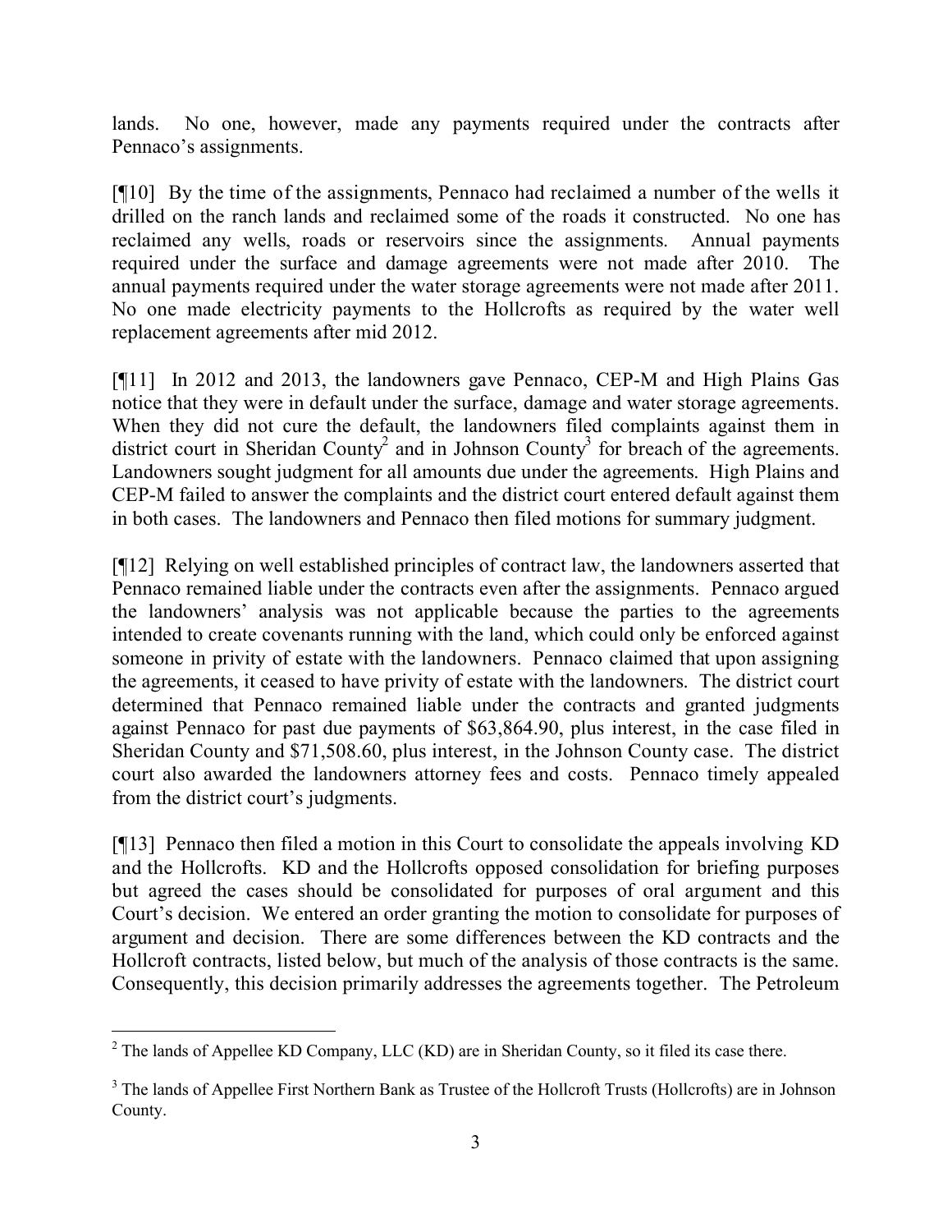lands. No one, however, made any payments required under the contracts after Pennaco's assignments.

[¶10] By the time of the assignments, Pennaco had reclaimed a number of the wells it drilled on the ranch lands and reclaimed some of the roads it constructed. No one has reclaimed any wells, roads or reservoirs since the assignments. Annual payments required under the surface and damage agreements were not made after 2010. The annual payments required under the water storage agreements were not made after 2011. No one made electricity payments to the Hollcrofts as required by the water well replacement agreements after mid 2012.

[¶11] In 2012 and 2013, the landowners gave Pennaco, CEP-M and High Plains Gas notice that they were in default under the surface, damage and water storage agreements. When they did not cure the default, the landowners filed complaints against them in district court in Sheridan County[2] and in Johnson County[3] for breach of the agreements. Landowners sought judgment for all amounts due under the agreements. High Plains and CEP-M failed to answer the complaints and the district court entered default against them in both cases. The landowners and Pennaco then filed motions for summary judgment.

[¶12] Relying on well established principles of contract law, the landowners asserted that Pennaco remained liable under the contracts even after the assignments. Pennaco argued the landowners' analysis was not applicable because the parties to the agreements intended to create covenants running with the land, which could only be enforced against someone in privity of estate with the landowners. Pennaco claimed that upon assigning the agreements, it ceased to have privity of estate with the landowners. The district court determined that Pennaco remained liable under the contracts and granted judgments against Pennaco for past due payments of $63,864.90, plus interest, in the case filed in Sheridan County and $71,508.60, plus interest, in the Johnson County case. The district court also awarded the landowners attorney fees and costs. Pennaco timely appealed from the district court's judgments.

[¶13] Pennaco then filed a motion in this Court to consolidate the appeals involving KD and the Hollcrofts. KD and the Hollcrofts opposed consolidation for briefing purposes but agreed the cases should be consolidated for purposes of oral argument and this Court's decision. We entered an order granting the motion to consolidate for purposes of argument and decision. There are some differences between the KD contracts and the Hollcroft contracts, listed below, but much of the analysis of those contracts is the same. Consequently, this decision primarily addresses the agreements together. The Petroleum

---

[2] The lands of Appellee KD Company, LLC (KD) are in Sheridan County, so it filed its case there.

[3] The lands of Appellee First Northern Bank as Trustee of the Hollcroft Trusts (Hollcrofts) are in Johnson County.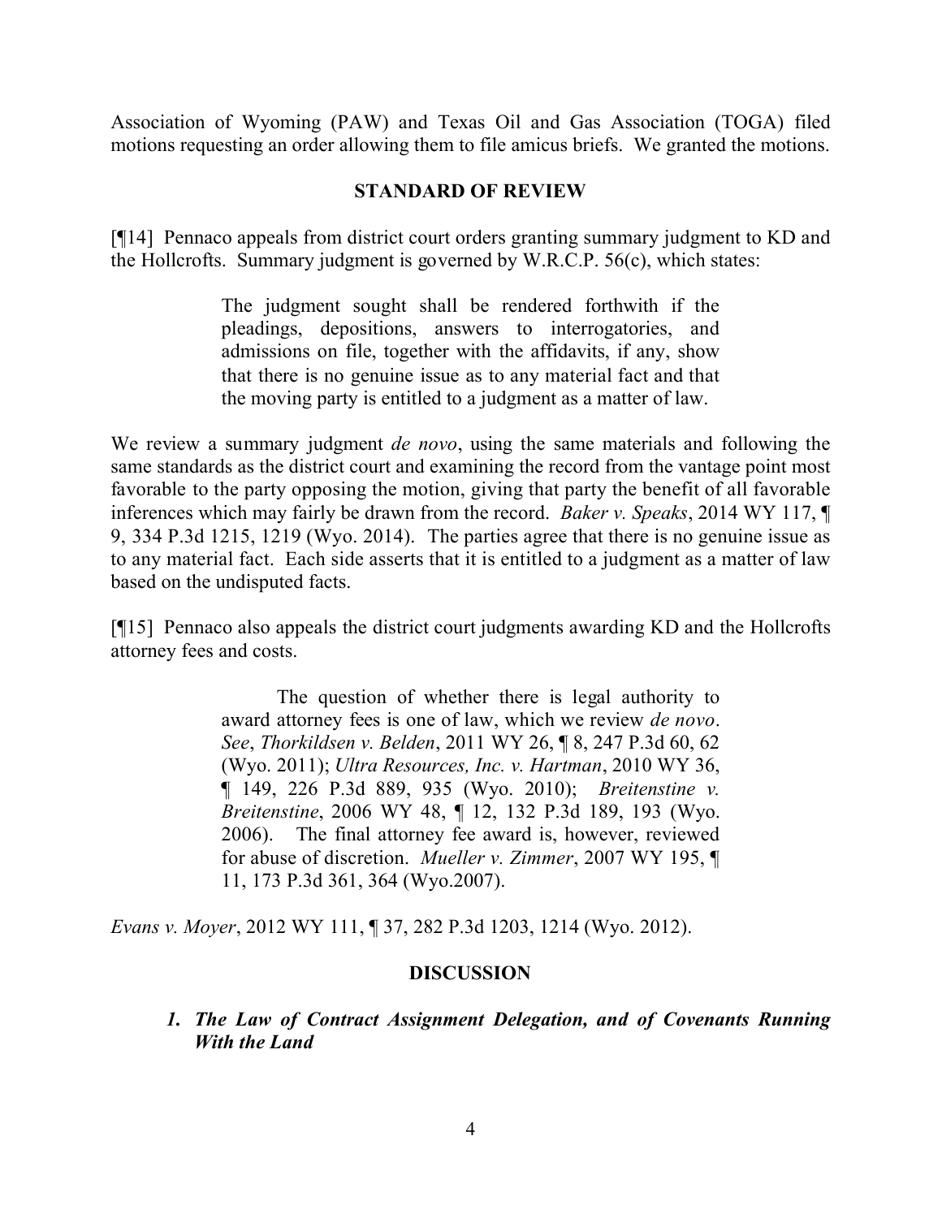Association of Wyoming (PAW) and Texas Oil and Gas Association (TOGA) filed motions requesting an order allowing them to file amicus briefs. We granted the motions.

## STANDARD OF REVIEW

[¶14] Pennaco appeals from district court orders granting summary judgment to KD and the Hollcrofts. Summary judgment is governed by W.R.C.P. 56(c), which states:

> The judgment sought shall be rendered forthwith if the pleadings, depositions, answers to interrogatories, and admissions on file, together with the affidavits, if any, show that there is no genuine issue as to any material fact and that the moving party is entitled to a judgment as a matter of law.

We review a summary judgment *de novo*, using the same materials and following the same standards as the district court and examining the record from the vantage point most favorable to the party opposing the motion, giving that party the benefit of all favorable inferences which may fairly be drawn from the record. *Baker v. Speaks*, 2014 WY 117, ¶ 9, 334 P.3d 1215, 1219 (Wyo. 2014). The parties agree that there is no genuine issue as to any material fact. Each side asserts that it is entitled to a judgment as a matter of law based on the undisputed facts.

[¶15] Pennaco also appeals the district court judgments awarding KD and the Hollcrofts attorney fees and costs.

> The question of whether there is legal authority to award attorney fees is one of law, which we review *de novo*. *See*, *Thorkildsen v. Belden*, 2011 WY 26, ¶ 8, 247 P.3d 60, 62 (Wyo. 2011); *Ultra Resources, Inc. v. Hartman*, 2010 WY 36, ¶ 149, 226 P.3d 889, 935 (Wyo. 2010); *Breitenstine v. Breitenstine*, 2006 WY 48, ¶ 12, 132 P.3d 189, 193 (Wyo. 2006). The final attorney fee award is, however, reviewed for abuse of discretion. *Mueller v. Zimmer*, 2007 WY 195, ¶ 11, 173 P.3d 361, 364 (Wyo.2007).

*Evans v. Moyer*, 2012 WY 111, ¶ 37, 282 P.3d 1203, 1214 (Wyo. 2012).

## DISCUSSION

### *1. The Law of Contract Assignment Delegation, and of Covenants Running With the Land*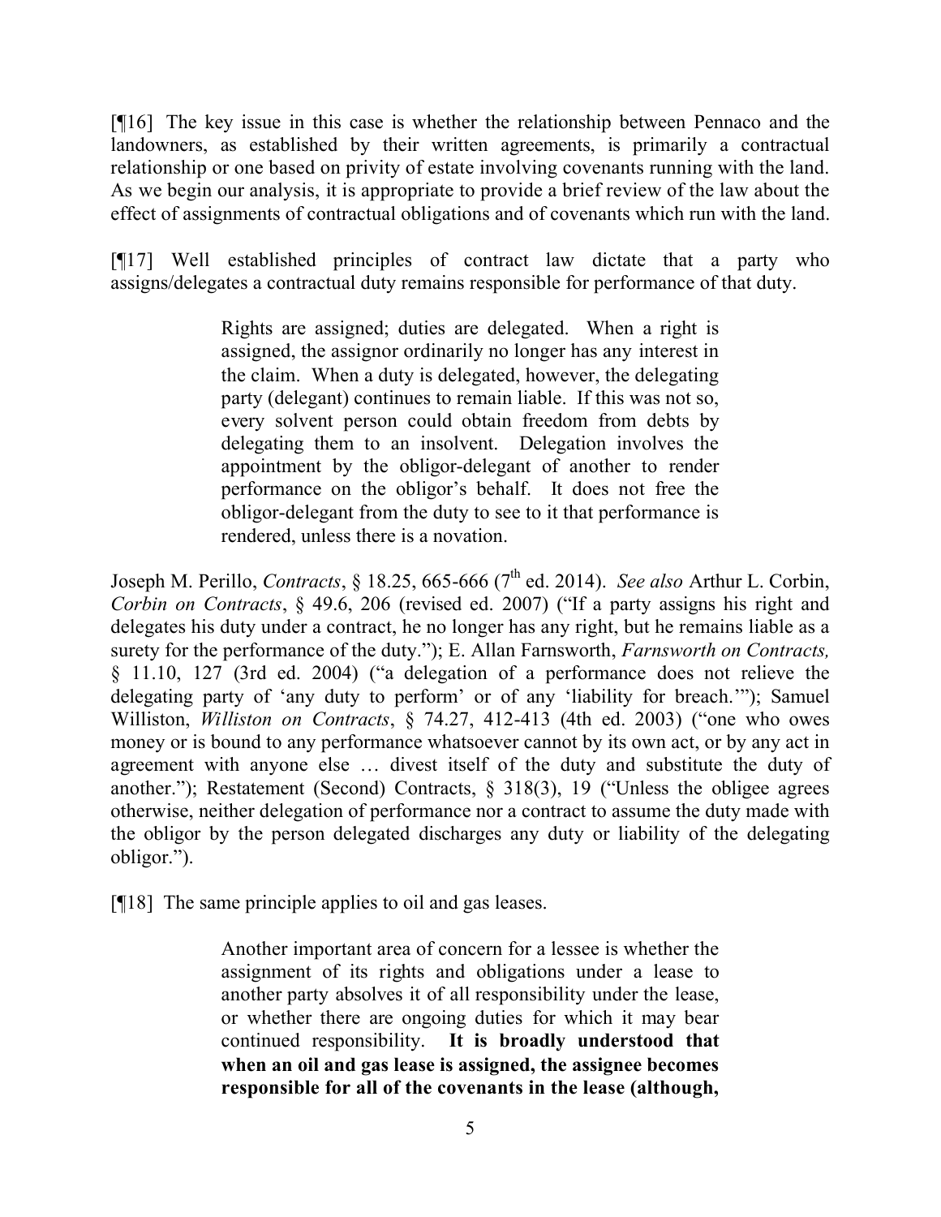[¶16] The key issue in this case is whether the relationship between Pennaco and the landowners, as established by their written agreements, is primarily a contractual relationship or one based on privity of estate involving covenants running with the land. As we begin our analysis, it is appropriate to provide a brief review of the law about the effect of assignments of contractual obligations and of covenants which run with the land.

[¶17] Well established principles of contract law dictate that a party who assigns/delegates a contractual duty remains responsible for performance of that duty.

> Rights are assigned; duties are delegated. When a right is assigned, the assignor ordinarily no longer has any interest in the claim. When a duty is delegated, however, the delegating party (delegant) continues to remain liable. If this was not so, every solvent person could obtain freedom from debts by delegating them to an insolvent. Delegation involves the appointment by the obligor-delegant of another to render performance on the obligor's behalf. It does not free the obligor-delegant from the duty to see to it that performance is rendered, unless there is a novation.

Joseph M. Perillo, *Contracts*, § 18.25, 665-666 (7th ed. 2014). *See also* Arthur L. Corbin, *Corbin on Contracts*, § 49.6, 206 (revised ed. 2007) ("If a party assigns his right and delegates his duty under a contract, he no longer has any right, but he remains liable as a surety for the performance of the duty."); E. Allan Farnsworth, *Farnsworth on Contracts,* § 11.10, 127 (3rd ed. 2004) ("a delegation of a performance does not relieve the delegating party of 'any duty to perform' or of any 'liability for breach.'"); Samuel Williston, *Williston on Contracts*, § 74.27, 412-413 (4th ed. 2003) ("one who owes money or is bound to any performance whatsoever cannot by its own act, or by any act in agreement with anyone else … divest itself of the duty and substitute the duty of another."); Restatement (Second) Contracts, § 318(3), 19 ("Unless the obligee agrees otherwise, neither delegation of performance nor a contract to assume the duty made with the obligor by the person delegated discharges any duty or liability of the delegating obligor.").

[¶18] The same principle applies to oil and gas leases.

> Another important area of concern for a lessee is whether the assignment of its rights and obligations under a lease to another party absolves it of all responsibility under the lease, or whether there are ongoing duties for which it may bear continued responsibility. **It is broadly understood that when an oil and gas lease is assigned, the assignee becomes responsible for all of the covenants in the lease (although,**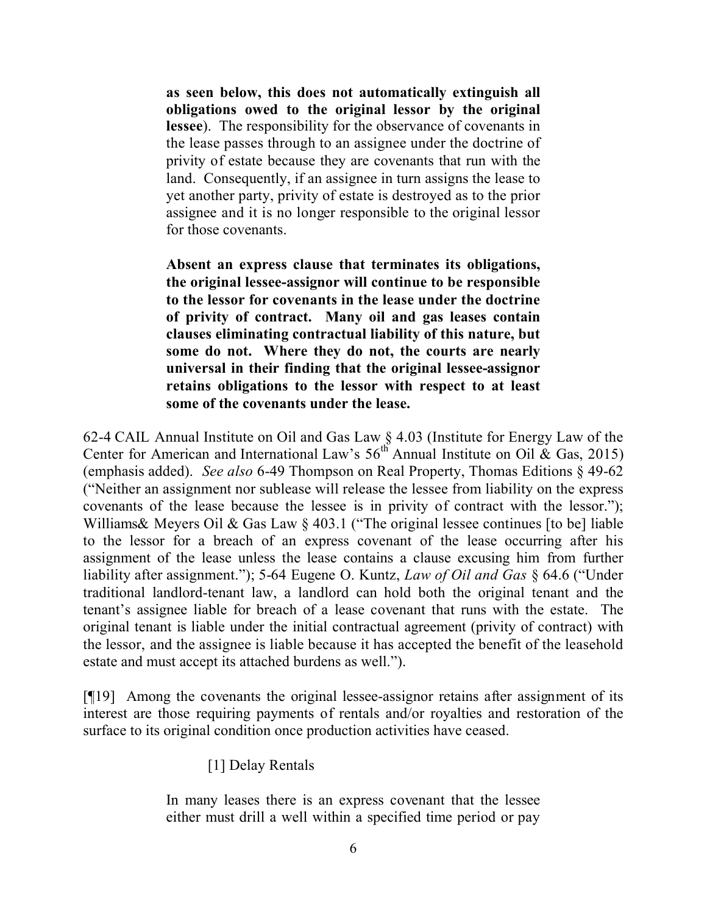> **as seen below, this does not automatically extinguish all obligations owed to the original lessor by the original lessee**). The responsibility for the observance of covenants in the lease passes through to an assignee under the doctrine of privity of estate because they are covenants that run with the land. Consequently, if an assignee in turn assigns the lease to yet another party, privity of estate is destroyed as to the prior assignee and it is no longer responsible to the original lessor for those covenants.
>
> **Absent an express clause that terminates its obligations, the original lessee-assignor will continue to be responsible to the lessor for covenants in the lease under the doctrine of privity of contract. Many oil and gas leases contain clauses eliminating contractual liability of this nature, but some do not. Where they do not, the courts are nearly universal in their finding that the original lessee-assignor retains obligations to the lessor with respect to at least some of the covenants under the lease.**

62-4 CAIL Annual Institute on Oil and Gas Law § 4.03 (Institute for Energy Law of the Center for American and International Law's 56th Annual Institute on Oil & Gas, 2015) (emphasis added). *See also* 6-49 Thompson on Real Property, Thomas Editions § 49-62 ("Neither an assignment nor sublease will release the lessee from liability on the express covenants of the lease because the lessee is in privity of contract with the lessor."); Williams& Meyers Oil & Gas Law § 403.1 ("The original lessee continues [to be] liable to the lessor for a breach of an express covenant of the lease occurring after his assignment of the lease unless the lease contains a clause excusing him from further liability after assignment."); 5-64 Eugene O. Kuntz, *Law of Oil and Gas* § 64.6 ("Under traditional landlord-tenant law, a landlord can hold both the original tenant and the tenant's assignee liable for breach of a lease covenant that runs with the estate. The original tenant is liable under the initial contractual agreement (privity of contract) with the lessor, and the assignee is liable because it has accepted the benefit of the leasehold estate and must accept its attached burdens as well.").

[¶19] Among the covenants the original lessee-assignor retains after assignment of its interest are those requiring payments of rentals and/or royalties and restoration of the surface to its original condition once production activities have ceased.

> [1] Delay Rentals
>
> In many leases there is an express covenant that the lessee either must drill a well within a specified time period or pay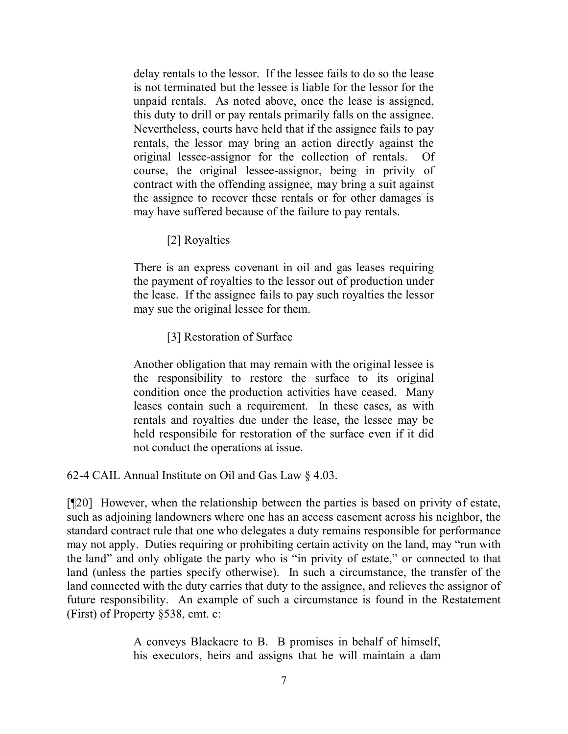> delay rentals to the lessor. If the lessee fails to do so the lease is not terminated but the lessee is liable for the lessor for the unpaid rentals. As noted above, once the lease is assigned, this duty to drill or pay rentals primarily falls on the assignee. Nevertheless, courts have held that if the assignee fails to pay rentals, the lessor may bring an action directly against the original lessee-assignor for the collection of rentals. Of course, the original lessee-assignor, being in privity of contract with the offending assignee, may bring a suit against the assignee to recover these rentals or for other damages is may have suffered because of the failure to pay rentals.
>
> [2] Royalties
>
> There is an express covenant in oil and gas leases requiring the payment of royalties to the lessor out of production under the lease. If the assignee fails to pay such royalties the lessor may sue the original lessee for them.
>
> [3] Restoration of Surface
>
> Another obligation that may remain with the original lessee is the responsibility to restore the surface to its original condition once the production activities have ceased. Many leases contain such a requirement. In these cases, as with rentals and royalties due under the lease, the lessee may be held responsibile for restoration of the surface even if it did not conduct the operations at issue.

62-4 CAIL Annual Institute on Oil and Gas Law § 4.03.

[¶20] However, when the relationship between the parties is based on privity of estate, such as adjoining landowners where one has an access easement across his neighbor, the standard contract rule that one who delegates a duty remains responsible for performance may not apply. Duties requiring or prohibiting certain activity on the land, may "run with the land" and only obligate the party who is "in privity of estate," or connected to that land (unless the parties specify otherwise). In such a circumstance, the transfer of the land connected with the duty carries that duty to the assignee, and relieves the assignor of future responsibility. An example of such a circumstance is found in the Restatement (First) of Property §538, cmt. c:

> A conveys Blackacre to B. B promises in behalf of himself, his executors, heirs and assigns that he will maintain a dam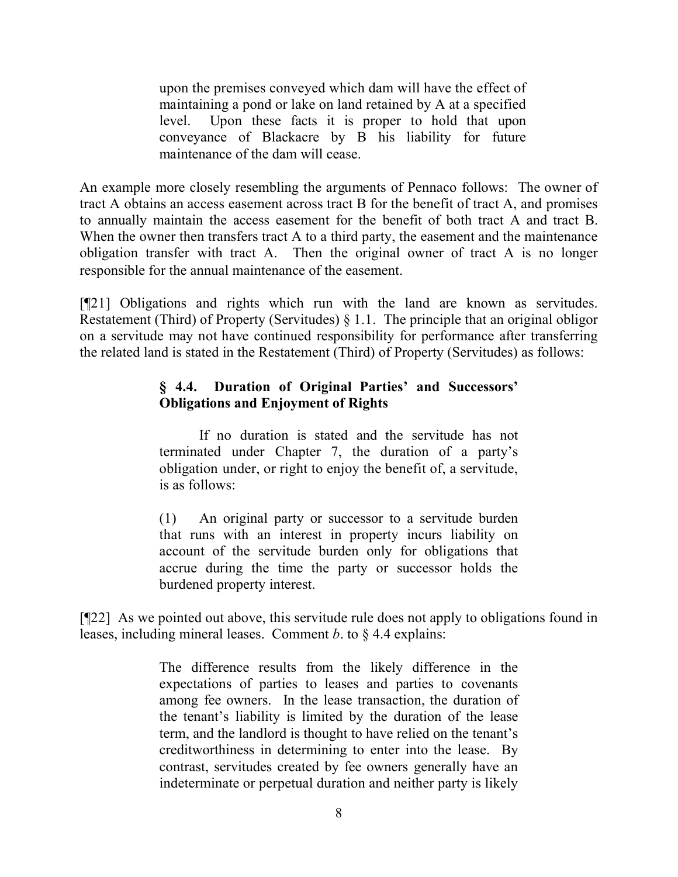> upon the premises conveyed which dam will have the effect of maintaining a pond or lake on land retained by A at a specified level. Upon these facts it is proper to hold that upon conveyance of Blackacre by B his liability for future maintenance of the dam will cease.

An example more closely resembling the arguments of Pennaco follows: The owner of tract A obtains an access easement across tract B for the benefit of tract A, and promises to annually maintain the access easement for the benefit of both tract A and tract B. When the owner then transfers tract A to a third party, the easement and the maintenance obligation transfer with tract A. Then the original owner of tract A is no longer responsible for the annual maintenance of the easement.

[¶21] Obligations and rights which run with the land are known as servitudes. Restatement (Third) of Property (Servitudes) § 1.1. The principle that an original obligor on a servitude may not have continued responsibility for performance after transferring the related land is stated in the Restatement (Third) of Property (Servitudes) as follows:

> **§ 4.4. Duration of Original Parties' and Successors' Obligations and Enjoyment of Rights**
>
> If no duration is stated and the servitude has not terminated under Chapter 7, the duration of a party's obligation under, or right to enjoy the benefit of, a servitude, is as follows:
>
> (1) An original party or successor to a servitude burden that runs with an interest in property incurs liability on account of the servitude burden only for obligations that accrue during the time the party or successor holds the burdened property interest.

[¶22] As we pointed out above, this servitude rule does not apply to obligations found in leases, including mineral leases. Comment *b*. to § 4.4 explains:

> The difference results from the likely difference in the expectations of parties to leases and parties to covenants among fee owners. In the lease transaction, the duration of the tenant's liability is limited by the duration of the lease term, and the landlord is thought to have relied on the tenant's creditworthiness in determining to enter into the lease. By contrast, servitudes created by fee owners generally have an indeterminate or perpetual duration and neither party is likely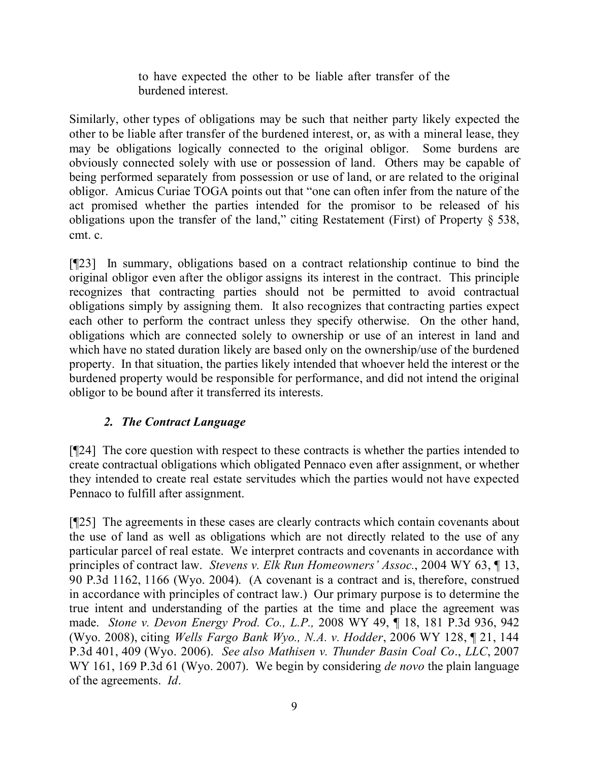> to have expected the other to be liable after transfer of the burdened interest.

Similarly, other types of obligations may be such that neither party likely expected the other to be liable after transfer of the burdened interest, or, as with a mineral lease, they may be obligations logically connected to the original obligor. Some burdens are obviously connected solely with use or possession of land. Others may be capable of being performed separately from possession or use of land, or are related to the original obligor. Amicus Curiae TOGA points out that "one can often infer from the nature of the act promised whether the parties intended for the promisor to be released of his obligations upon the transfer of the land," citing Restatement (First) of Property § 538, cmt. c.

[¶23] In summary, obligations based on a contract relationship continue to bind the original obligor even after the obligor assigns its interest in the contract. This principle recognizes that contracting parties should not be permitted to avoid contractual obligations simply by assigning them. It also recognizes that contracting parties expect each other to perform the contract unless they specify otherwise. On the other hand, obligations which are connected solely to ownership or use of an interest in land and which have no stated duration likely are based only on the ownership/use of the burdened property. In that situation, the parties likely intended that whoever held the interest or the burdened property would be responsible for performance, and did not intend the original obligor to be bound after it transferred its interests.

### *2. The Contract Language*

[¶24] The core question with respect to these contracts is whether the parties intended to create contractual obligations which obligated Pennaco even after assignment, or whether they intended to create real estate servitudes which the parties would not have expected Pennaco to fulfill after assignment.

[¶25] The agreements in these cases are clearly contracts which contain covenants about the use of land as well as obligations which are not directly related to the use of any particular parcel of real estate. We interpret contracts and covenants in accordance with principles of contract law. *Stevens v. Elk Run Homeowners' Assoc.*, 2004 WY 63, ¶ 13, 90 P.3d 1162, 1166 (Wyo. 2004). (A covenant is a contract and is, therefore, construed in accordance with principles of contract law.) Our primary purpose is to determine the true intent and understanding of the parties at the time and place the agreement was made. *Stone v. Devon Energy Prod. Co., L.P.,* 2008 WY 49, ¶ 18, 181 P.3d 936, 942 (Wyo. 2008), citing *Wells Fargo Bank Wyo., N.A. v. Hodder*, 2006 WY 128, ¶ 21, 144 P.3d 401, 409 (Wyo. 2006). *See also Mathisen v. Thunder Basin Coal Co*., *LLC*, 2007 WY 161, 169 P.3d 61 (Wyo. 2007). We begin by considering *de novo* the plain language of the agreements. *Id*.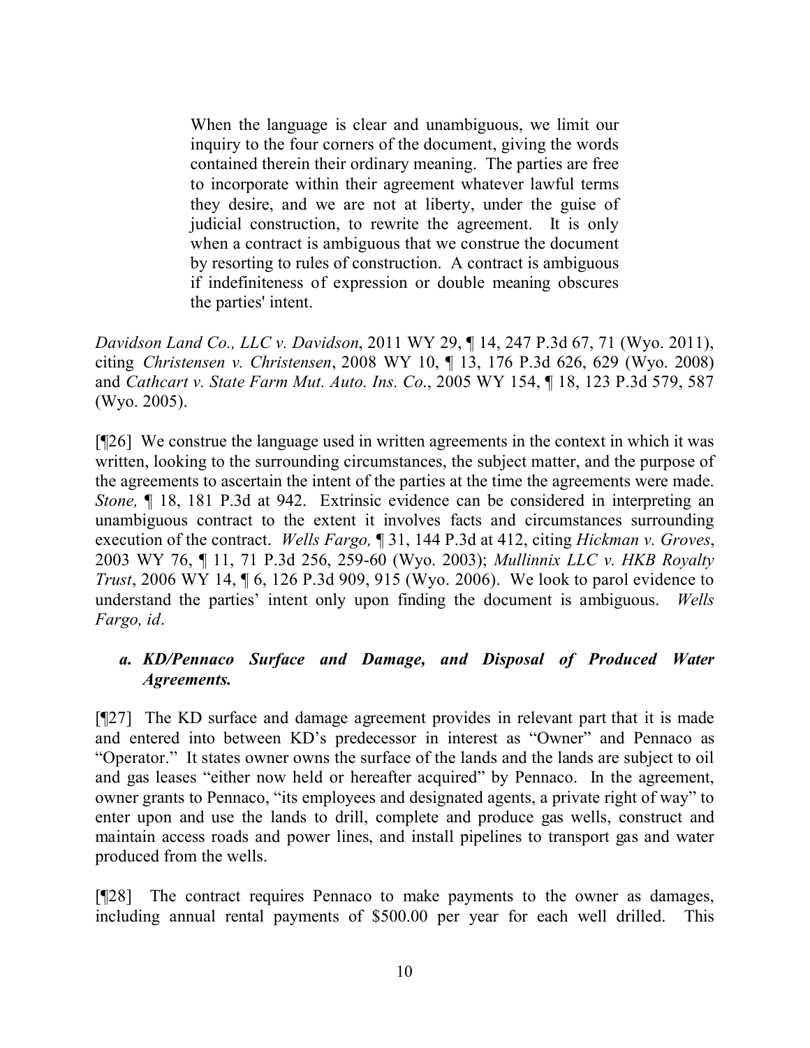> When the language is clear and unambiguous, we limit our inquiry to the four corners of the document, giving the words contained therein their ordinary meaning. The parties are free to incorporate within their agreement whatever lawful terms they desire, and we are not at liberty, under the guise of judicial construction, to rewrite the agreement. It is only when a contract is ambiguous that we construe the document by resorting to rules of construction. A contract is ambiguous if indefiniteness of expression or double meaning obscures the parties' intent.

*Davidson Land Co., LLC v. Davidson*, 2011 WY 29, ¶ 14, 247 P.3d 67, 71 (Wyo. 2011), citing *Christensen v. Christensen*, 2008 WY 10, ¶ 13, 176 P.3d 626, 629 (Wyo. 2008) and *Cathcart v. State Farm Mut. Auto. Ins. Co.*, 2005 WY 154, ¶ 18, 123 P.3d 579, 587 (Wyo. 2005).

[¶26] We construe the language used in written agreements in the context in which it was written, looking to the surrounding circumstances, the subject matter, and the purpose of the agreements to ascertain the intent of the parties at the time the agreements were made. *Stone,* ¶ 18, 181 P.3d at 942. Extrinsic evidence can be considered in interpreting an unambiguous contract to the extent it involves facts and circumstances surrounding execution of the contract. *Wells Fargo,* ¶ 31, 144 P.3d at 412, citing *Hickman v. Groves*, 2003 WY 76, ¶ 11, 71 P.3d 256, 259-60 (Wyo. 2003); *Mullinnix LLC v. HKB Royalty Trust*, 2006 WY 14, ¶ 6, 126 P.3d 909, 915 (Wyo. 2006). We look to parol evidence to understand the parties' intent only upon finding the document is ambiguous. *Wells Fargo, id*.

***a. KD/Pennaco Surface and Damage, and Disposal of Produced Water Agreements.***

[¶27] The KD surface and damage agreement provides in relevant part that it is made and entered into between KD's predecessor in interest as "Owner" and Pennaco as "Operator." It states owner owns the surface of the lands and the lands are subject to oil and gas leases "either now held or hereafter acquired" by Pennaco. In the agreement, owner grants to Pennaco, "its employees and designated agents, a private right of way" to enter upon and use the lands to drill, complete and produce gas wells, construct and maintain access roads and power lines, and install pipelines to transport gas and water produced from the wells.

[¶28] The contract requires Pennaco to make payments to the owner as damages, including annual rental payments of $500.00 per year for each well drilled. This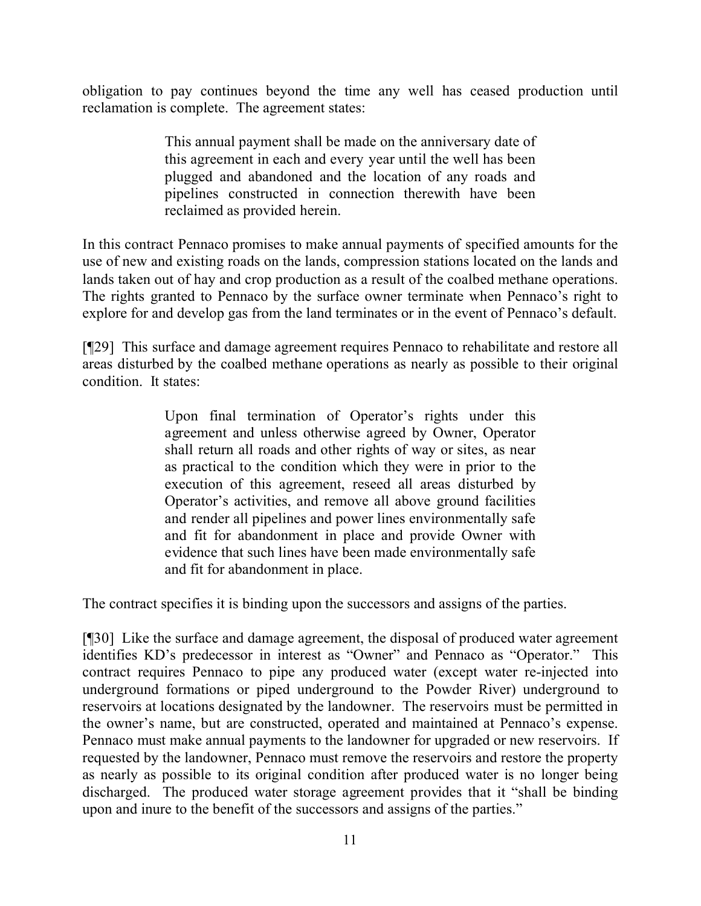obligation to pay continues beyond the time any well has ceased production until reclamation is complete. The agreement states:

> This annual payment shall be made on the anniversary date of this agreement in each and every year until the well has been plugged and abandoned and the location of any roads and pipelines constructed in connection therewith have been reclaimed as provided herein.

In this contract Pennaco promises to make annual payments of specified amounts for the use of new and existing roads on the lands, compression stations located on the lands and lands taken out of hay and crop production as a result of the coalbed methane operations. The rights granted to Pennaco by the surface owner terminate when Pennaco's right to explore for and develop gas from the land terminates or in the event of Pennaco's default.

[¶29] This surface and damage agreement requires Pennaco to rehabilitate and restore all areas disturbed by the coalbed methane operations as nearly as possible to their original condition. It states:

> Upon final termination of Operator's rights under this agreement and unless otherwise agreed by Owner, Operator shall return all roads and other rights of way or sites, as near as practical to the condition which they were in prior to the execution of this agreement, reseed all areas disturbed by Operator's activities, and remove all above ground facilities and render all pipelines and power lines environmentally safe and fit for abandonment in place and provide Owner with evidence that such lines have been made environmentally safe and fit for abandonment in place.

The contract specifies it is binding upon the successors and assigns of the parties.

[¶30] Like the surface and damage agreement, the disposal of produced water agreement identifies KD's predecessor in interest as "Owner" and Pennaco as "Operator." This contract requires Pennaco to pipe any produced water (except water re-injected into underground formations or piped underground to the Powder River) underground to reservoirs at locations designated by the landowner. The reservoirs must be permitted in the owner's name, but are constructed, operated and maintained at Pennaco's expense. Pennaco must make annual payments to the landowner for upgraded or new reservoirs. If requested by the landowner, Pennaco must remove the reservoirs and restore the property as nearly as possible to its original condition after produced water is no longer being discharged. The produced water storage agreement provides that it "shall be binding upon and inure to the benefit of the successors and assigns of the parties."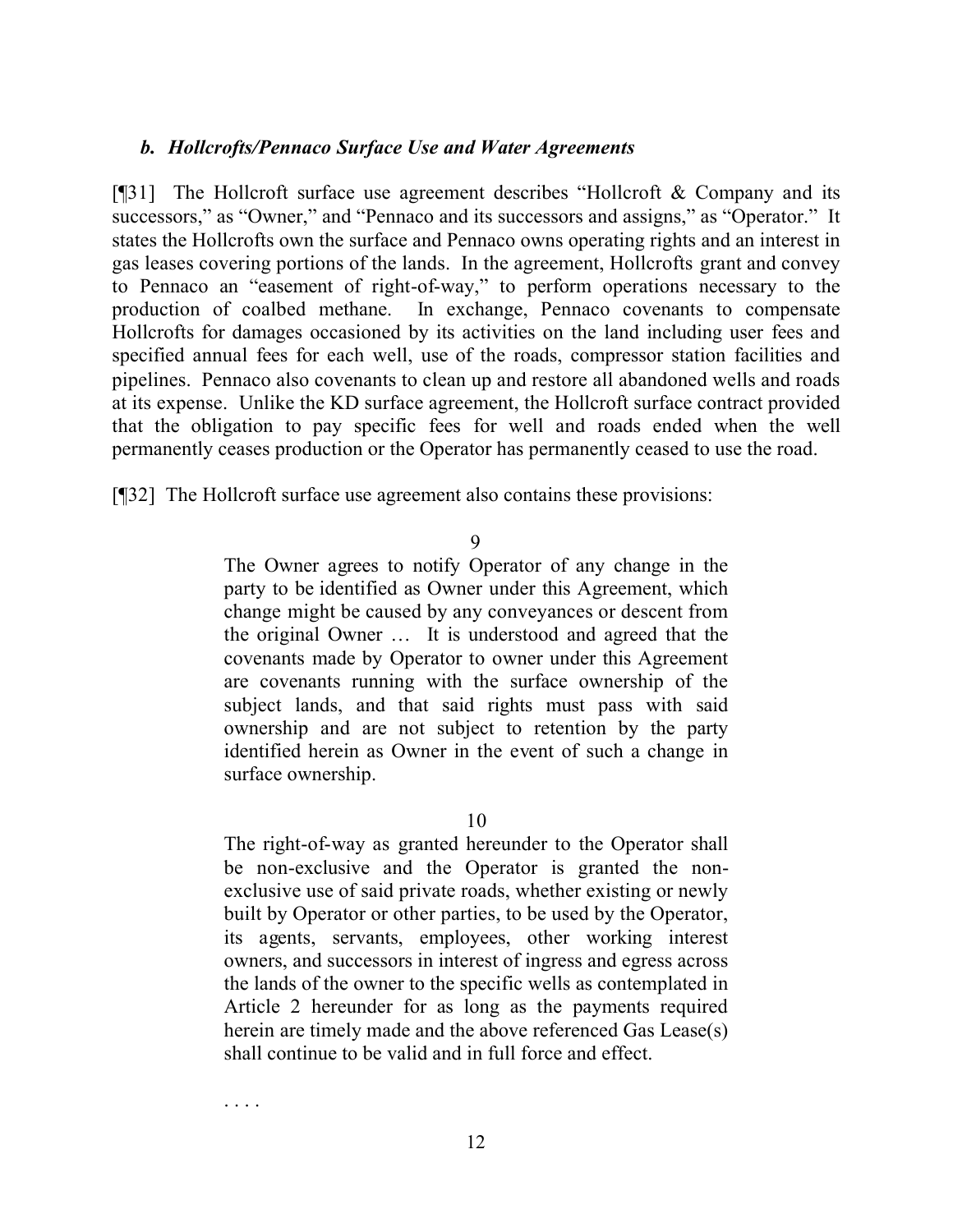### *b. Hollcrofts/Pennaco Surface Use and Water Agreements*

[¶31] The Hollcroft surface use agreement describes "Hollcroft & Company and its successors," as "Owner," and "Pennaco and its successors and assigns," as "Operator." It states the Hollcrofts own the surface and Pennaco owns operating rights and an interest in gas leases covering portions of the lands. In the agreement, Hollcrofts grant and convey to Pennaco an "easement of right-of-way," to perform operations necessary to the production of coalbed methane. In exchange, Pennaco covenants to compensate Hollcrofts for damages occasioned by its activities on the land including user fees and specified annual fees for each well, use of the roads, compressor station facilities and pipelines. Pennaco also covenants to clean up and restore all abandoned wells and roads at its expense. Unlike the KD surface agreement, the Hollcroft surface contract provided that the obligation to pay specific fees for well and roads ended when the well permanently ceases production or the Operator has permanently ceased to use the road.

[¶32] The Hollcroft surface use agreement also contains these provisions:

> 9
>
> The Owner agrees to notify Operator of any change in the party to be identified as Owner under this Agreement, which change might be caused by any conveyances or descent from the original Owner … It is understood and agreed that the covenants made by Operator to owner under this Agreement are covenants running with the surface ownership of the subject lands, and that said rights must pass with said ownership and are not subject to retention by the party identified herein as Owner in the event of such a change in surface ownership.
>
> 10
>
> The right-of-way as granted hereunder to the Operator shall be non-exclusive and the Operator is granted the non-exclusive use of said private roads, whether existing or newly built by Operator or other parties, to be used by the Operator, its agents, servants, employees, other working interest owners, and successors in interest of ingress and egress across the lands of the owner to the specific wells as contemplated in Article 2 hereunder for as long as the payments required herein are timely made and the above referenced Gas Lease(s) shall continue to be valid and in full force and effect.
>
> . . . .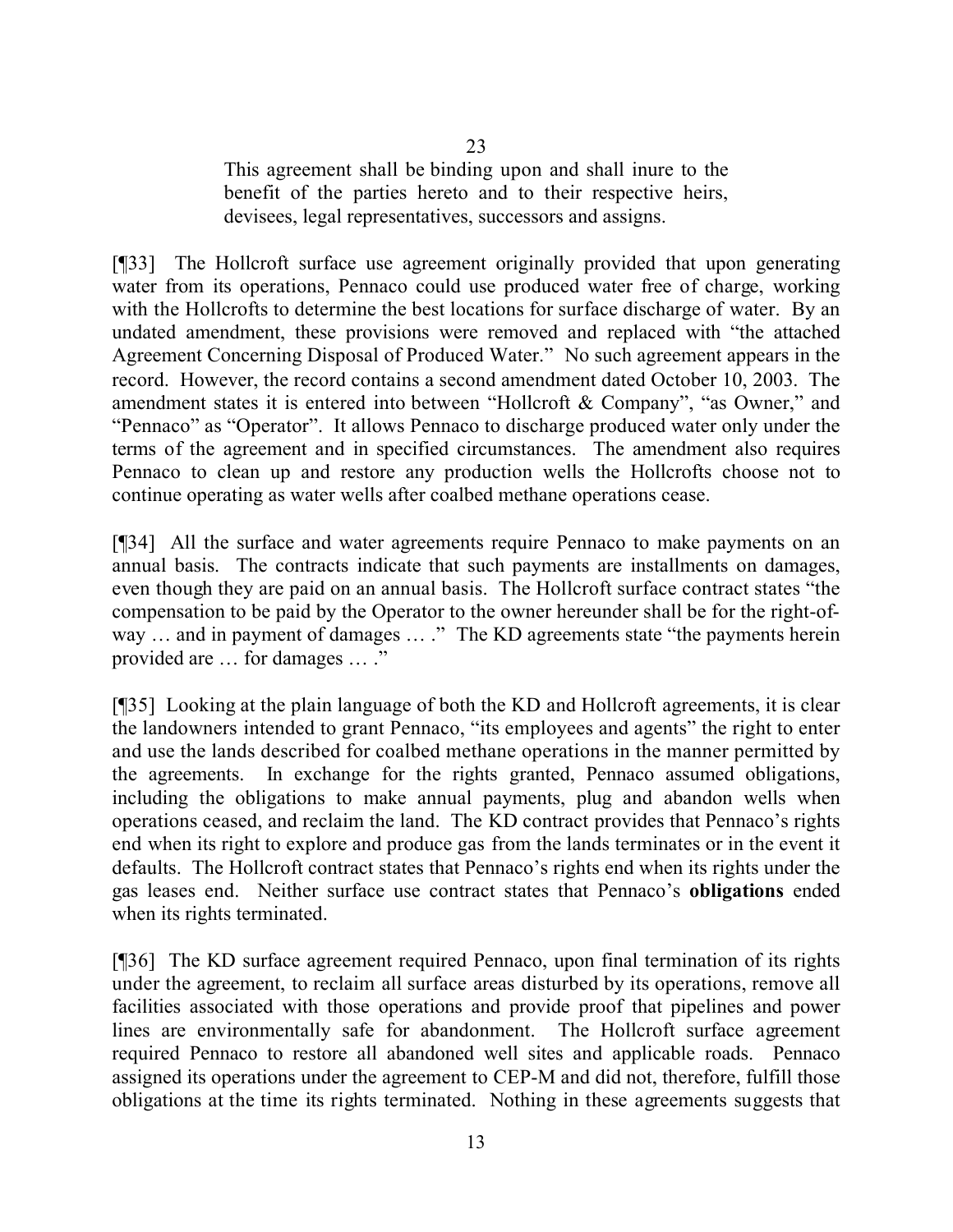> This agreement shall be binding upon and shall inure to the benefit of the parties hereto and to their respective heirs, devisees, legal representatives, successors and assigns.

[¶33] The Hollcroft surface use agreement originally provided that upon generating water from its operations, Pennaco could use produced water free of charge, working with the Hollcrofts to determine the best locations for surface discharge of water. By an undated amendment, these provisions were removed and replaced with "the attached Agreement Concerning Disposal of Produced Water." No such agreement appears in the record. However, the record contains a second amendment dated October 10, 2003. The amendment states it is entered into between "Hollcroft & Company", "as Owner," and "Pennaco" as "Operator". It allows Pennaco to discharge produced water only under the terms of the agreement and in specified circumstances. The amendment also requires Pennaco to clean up and restore any production wells the Hollcrofts choose not to continue operating as water wells after coalbed methane operations cease.

[¶34] All the surface and water agreements require Pennaco to make payments on an annual basis. The contracts indicate that such payments are installments on damages, even though they are paid on an annual basis. The Hollcroft surface contract states "the compensation to be paid by the Operator to the owner hereunder shall be for the right-of-way … and in payment of damages … ." The KD agreements state "the payments herein provided are … for damages … ."

[¶35] Looking at the plain language of both the KD and Hollcroft agreements, it is clear the landowners intended to grant Pennaco, "its employees and agents" the right to enter and use the lands described for coalbed methane operations in the manner permitted by the agreements. In exchange for the rights granted, Pennaco assumed obligations, including the obligations to make annual payments, plug and abandon wells when operations ceased, and reclaim the land. The KD contract provides that Pennaco's rights end when its right to explore and produce gas from the lands terminates or in the event it defaults. The Hollcroft contract states that Pennaco's rights end when its rights under the gas leases end. Neither surface use contract states that Pennaco's **obligations** ended when its rights terminated.

[¶36] The KD surface agreement required Pennaco, upon final termination of its rights under the agreement, to reclaim all surface areas disturbed by its operations, remove all facilities associated with those operations and provide proof that pipelines and power lines are environmentally safe for abandonment. The Hollcroft surface agreement required Pennaco to restore all abandoned well sites and applicable roads. Pennaco assigned its operations under the agreement to CEP-M and did not, therefore, fulfill those obligations at the time its rights terminated. Nothing in these agreements suggests that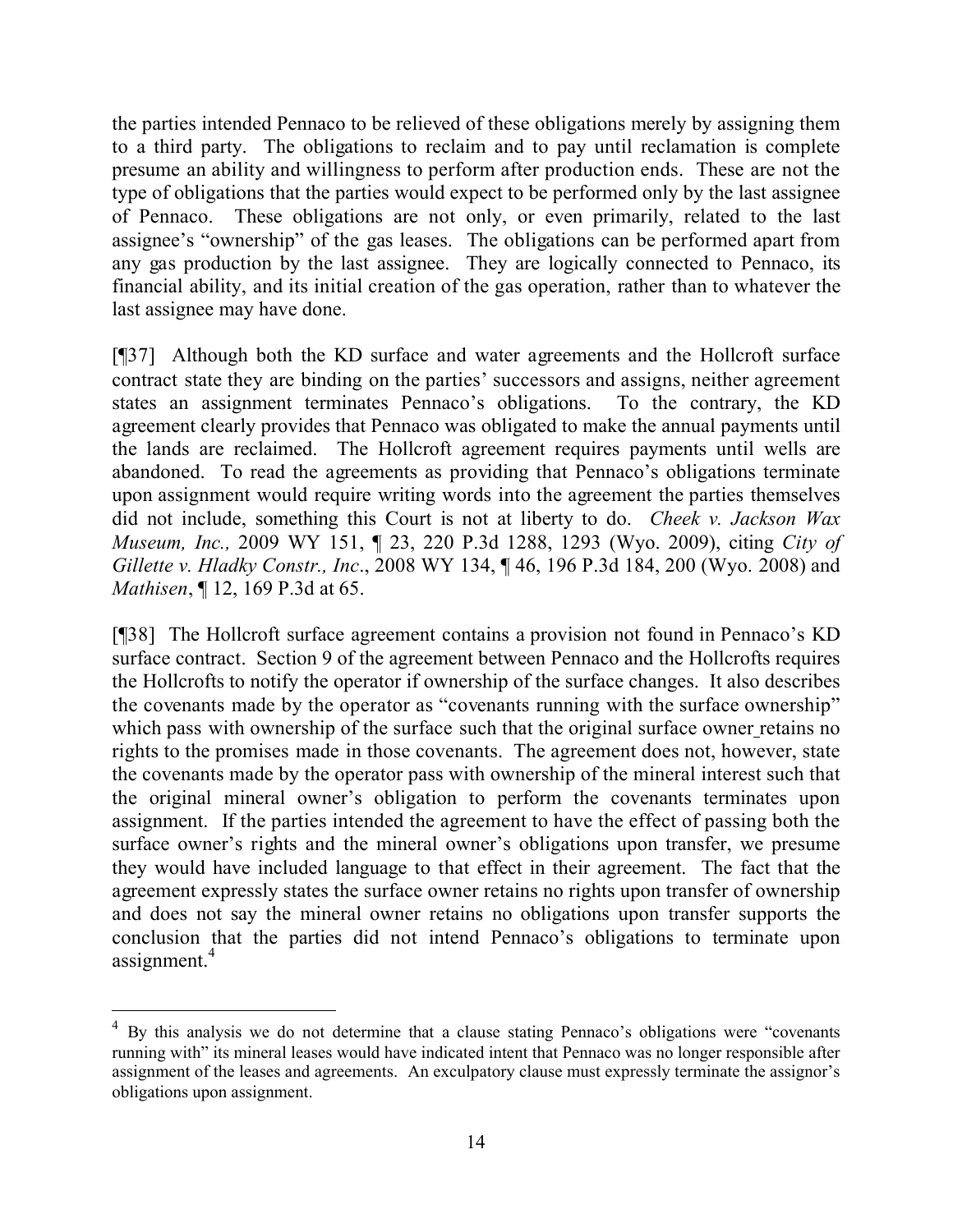the parties intended Pennaco to be relieved of these obligations merely by assigning them to a third party. The obligations to reclaim and to pay until reclamation is complete presume an ability and willingness to perform after production ends. These are not the type of obligations that the parties would expect to be performed only by the last assignee of Pennaco. These obligations are not only, or even primarily, related to the last assignee's "ownership" of the gas leases. The obligations can be performed apart from any gas production by the last assignee. They are logically connected to Pennaco, its financial ability, and its initial creation of the gas operation, rather than to whatever the last assignee may have done.

[¶37] Although both the KD surface and water agreements and the Hollcroft surface contract state they are binding on the parties' successors and assigns, neither agreement states an assignment terminates Pennaco's obligations. To the contrary, the KD agreement clearly provides that Pennaco was obligated to make the annual payments until the lands are reclaimed. The Hollcroft agreement requires payments until wells are abandoned. To read the agreements as providing that Pennaco's obligations terminate upon assignment would require writing words into the agreement the parties themselves did not include, something this Court is not at liberty to do. *Cheek v. Jackson Wax Museum, Inc.,* 2009 WY 151, ¶ 23, 220 P.3d 1288, 1293 (Wyo. 2009), citing *City of Gillette v. Hladky Constr., Inc*., 2008 WY 134, ¶ 46, 196 P.3d 184, 200 (Wyo. 2008) and *Mathisen*, ¶ 12, 169 P.3d at 65.

[¶38] The Hollcroft surface agreement contains a provision not found in Pennaco's KD surface contract. Section 9 of the agreement between Pennaco and the Hollcrofts requires the Hollcrofts to notify the operator if ownership of the surface changes. It also describes the covenants made by the operator as "covenants running with the surface ownership" which pass with ownership of the surface such that the original surface owner retains no rights to the promises made in those covenants. The agreement does not, however, state the covenants made by the operator pass with ownership of the mineral interest such that the original mineral owner's obligation to perform the covenants terminates upon assignment. If the parties intended the agreement to have the effect of passing both the surface owner's rights and the mineral owner's obligations upon transfer, we presume they would have included language to that effect in their agreement. The fact that the agreement expressly states the surface owner retains no rights upon transfer of ownership and does not say the mineral owner retains no obligations upon transfer supports the conclusion that the parties did not intend Pennaco's obligations to terminate upon assignment.[4]

---

[4] By this analysis we do not determine that a clause stating Pennaco's obligations were "covenants running with" its mineral leases would have indicated intent that Pennaco was no longer responsible after assignment of the leases and agreements. An exculpatory clause must expressly terminate the assignor's obligations upon assignment.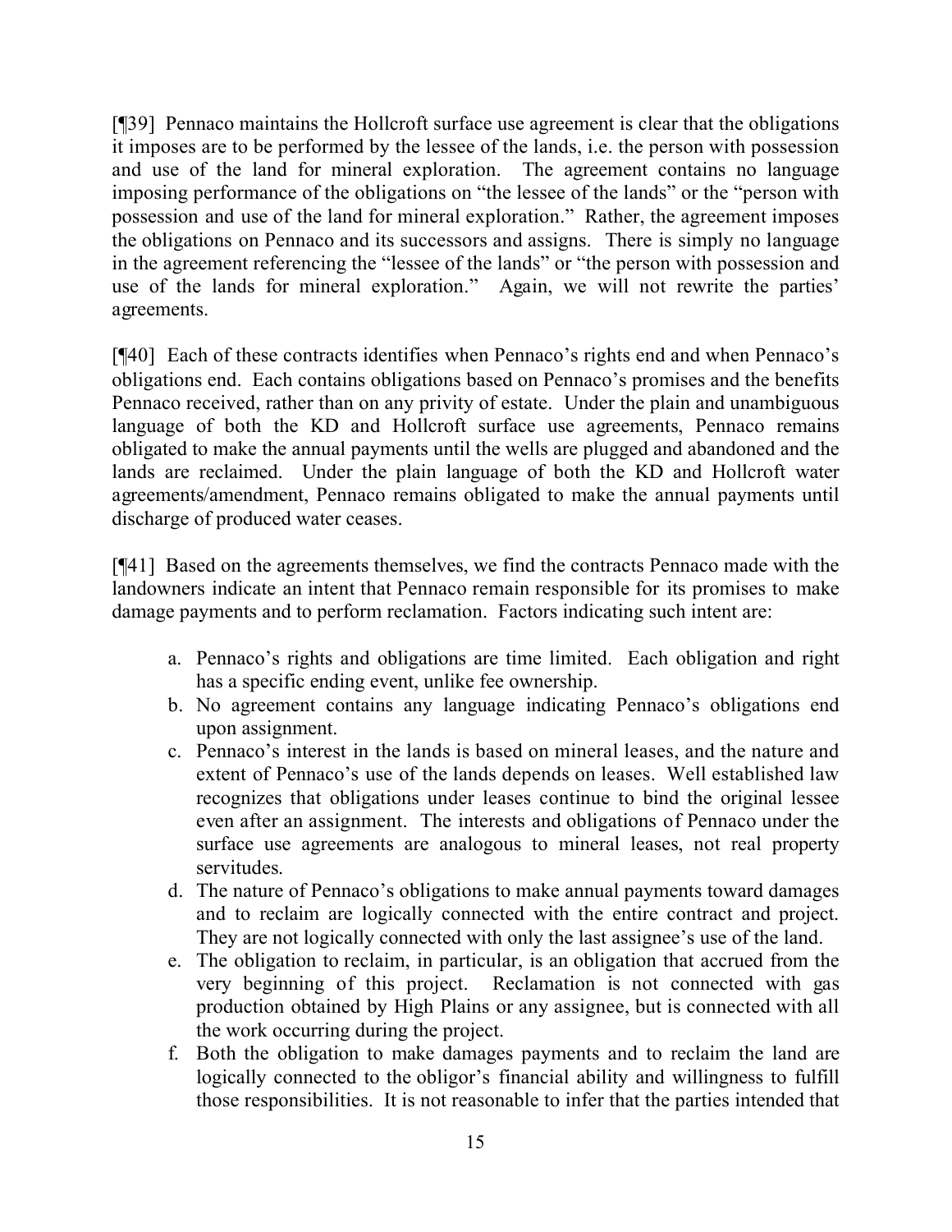[¶39] Pennaco maintains the Hollcroft surface use agreement is clear that the obligations it imposes are to be performed by the lessee of the lands, i.e. the person with possession and use of the land for mineral exploration. The agreement contains no language imposing performance of the obligations on "the lessee of the lands" or the "person with possession and use of the land for mineral exploration." Rather, the agreement imposes the obligations on Pennaco and its successors and assigns. There is simply no language in the agreement referencing the "lessee of the lands" or "the person with possession and use of the lands for mineral exploration." Again, we will not rewrite the parties' agreements.

[¶40] Each of these contracts identifies when Pennaco's rights end and when Pennaco's obligations end. Each contains obligations based on Pennaco's promises and the benefits Pennaco received, rather than on any privity of estate. Under the plain and unambiguous language of both the KD and Hollcroft surface use agreements, Pennaco remains obligated to make the annual payments until the wells are plugged and abandoned and the lands are reclaimed. Under the plain language of both the KD and Hollcroft water agreements/amendment, Pennaco remains obligated to make the annual payments until discharge of produced water ceases.

[¶41] Based on the agreements themselves, we find the contracts Pennaco made with the landowners indicate an intent that Pennaco remain responsible for its promises to make damage payments and to perform reclamation. Factors indicating such intent are:

a. Pennaco's rights and obligations are time limited. Each obligation and right has a specific ending event, unlike fee ownership.
b. No agreement contains any language indicating Pennaco's obligations end upon assignment.
c. Pennaco's interest in the lands is based on mineral leases, and the nature and extent of Pennaco's use of the lands depends on leases. Well established law recognizes that obligations under leases continue to bind the original lessee even after an assignment. The interests and obligations of Pennaco under the surface use agreements are analogous to mineral leases, not real property servitudes.
d. The nature of Pennaco's obligations to make annual payments toward damages and to reclaim are logically connected with the entire contract and project. They are not logically connected with only the last assignee's use of the land.
e. The obligation to reclaim, in particular, is an obligation that accrued from the very beginning of this project. Reclamation is not connected with gas production obtained by High Plains or any assignee, but is connected with all the work occurring during the project.
f. Both the obligation to make damages payments and to reclaim the land are logically connected to the obligor's financial ability and willingness to fulfill those responsibilities. It is not reasonable to infer that the parties intended that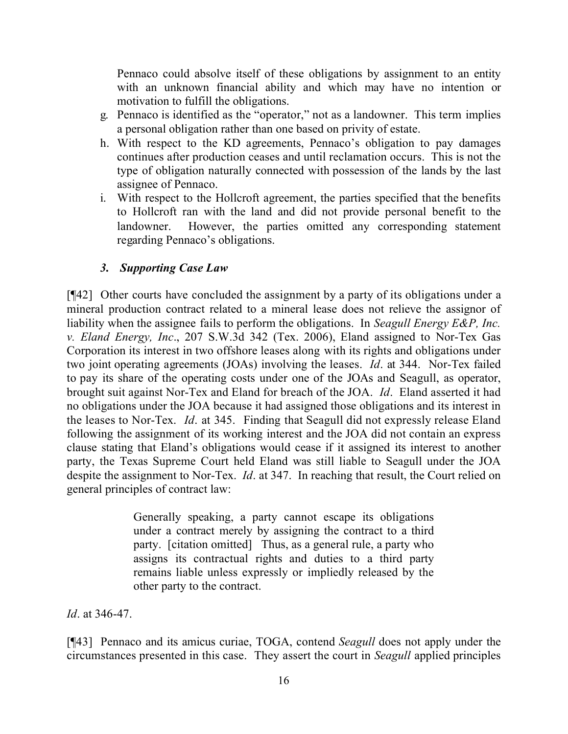Pennaco could absolve itself of these obligations by assignment to an entity with an unknown financial ability and which may have no intention or motivation to fulfill the obligations.

g. Pennaco is identified as the "operator," not as a landowner. This term implies a personal obligation rather than one based on privity of estate.
h. With respect to the KD agreements, Pennaco's obligation to pay damages continues after production ceases and until reclamation occurs. This is not the type of obligation naturally connected with possession of the lands by the last assignee of Pennaco.
i. With respect to the Hollcroft agreement, the parties specified that the benefits to Hollcroft ran with the land and did not provide personal benefit to the landowner. However, the parties omitted any corresponding statement regarding Pennaco's obligations.

### *3. Supporting Case Law*

[¶42] Other courts have concluded the assignment by a party of its obligations under a mineral production contract related to a mineral lease does not relieve the assignor of liability when the assignee fails to perform the obligations. In *Seagull Energy E&P, Inc. v. Eland Energy, Inc*., 207 S.W.3d 342 (Tex. 2006), Eland assigned to Nor-Tex Gas Corporation its interest in two offshore leases along with its rights and obligations under two joint operating agreements (JOAs) involving the leases. *Id*. at 344. Nor-Tex failed to pay its share of the operating costs under one of the JOAs and Seagull, as operator, brought suit against Nor-Tex and Eland for breach of the JOA. *Id*. Eland asserted it had no obligations under the JOA because it had assigned those obligations and its interest in the leases to Nor-Tex. *Id*. at 345. Finding that Seagull did not expressly release Eland following the assignment of its working interest and the JOA did not contain an express clause stating that Eland's obligations would cease if it assigned its interest to another party, the Texas Supreme Court held Eland was still liable to Seagull under the JOA despite the assignment to Nor-Tex. *Id*. at 347. In reaching that result, the Court relied on general principles of contract law:

> Generally speaking, a party cannot escape its obligations under a contract merely by assigning the contract to a third party. [citation omitted] Thus, as a general rule, a party who assigns its contractual rights and duties to a third party remains liable unless expressly or impliedly released by the other party to the contract.

*Id*. at 346-47.

[¶43] Pennaco and its amicus curiae, TOGA, contend *Seagull* does not apply under the circumstances presented in this case. They assert the court in *Seagull* applied principles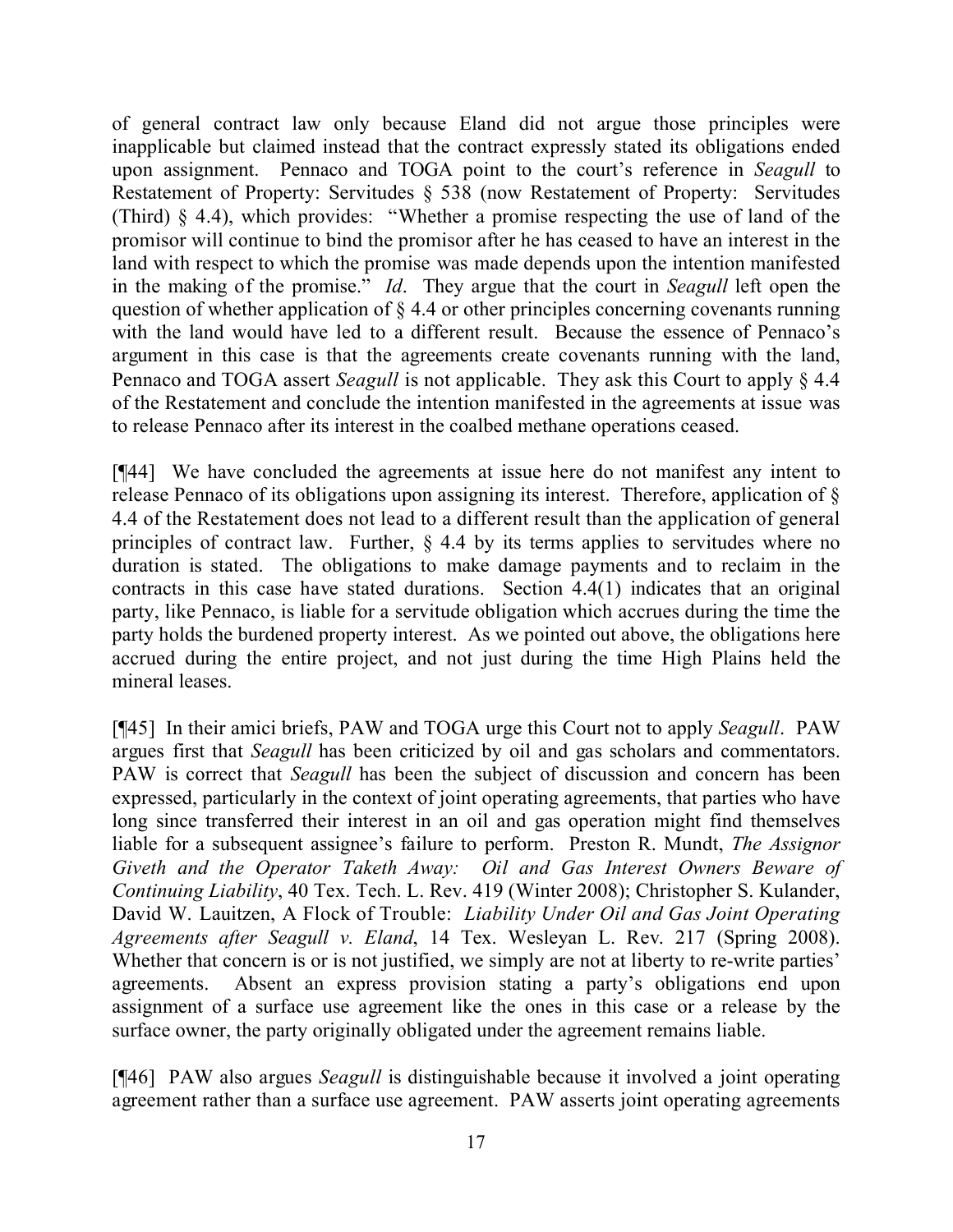of general contract law only because Eland did not argue those principles were inapplicable but claimed instead that the contract expressly stated its obligations ended upon assignment. Pennaco and TOGA point to the court's reference in *Seagull* to Restatement of Property: Servitudes § 538 (now Restatement of Property: Servitudes (Third) § 4.4), which provides: "Whether a promise respecting the use of land of the promisor will continue to bind the promisor after he has ceased to have an interest in the land with respect to which the promise was made depends upon the intention manifested in the making of the promise." *Id*. They argue that the court in *Seagull* left open the question of whether application of § 4.4 or other principles concerning covenants running with the land would have led to a different result. Because the essence of Pennaco's argument in this case is that the agreements create covenants running with the land, Pennaco and TOGA assert *Seagull* is not applicable. They ask this Court to apply § 4.4 of the Restatement and conclude the intention manifested in the agreements at issue was to release Pennaco after its interest in the coalbed methane operations ceased.

[¶44] We have concluded the agreements at issue here do not manifest any intent to release Pennaco of its obligations upon assigning its interest. Therefore, application of § 4.4 of the Restatement does not lead to a different result than the application of general principles of contract law. Further, § 4.4 by its terms applies to servitudes where no duration is stated. The obligations to make damage payments and to reclaim in the contracts in this case have stated durations. Section 4.4(1) indicates that an original party, like Pennaco, is liable for a servitude obligation which accrues during the time the party holds the burdened property interest. As we pointed out above, the obligations here accrued during the entire project, and not just during the time High Plains held the mineral leases.

[¶45] In their amici briefs, PAW and TOGA urge this Court not to apply *Seagull*. PAW argues first that *Seagull* has been criticized by oil and gas scholars and commentators. PAW is correct that *Seagull* has been the subject of discussion and concern has been expressed, particularly in the context of joint operating agreements, that parties who have long since transferred their interest in an oil and gas operation might find themselves liable for a subsequent assignee's failure to perform. Preston R. Mundt, *The Assignor Giveth and the Operator Taketh Away: Oil and Gas Interest Owners Beware of Continuing Liability*, 40 Tex. Tech. L. Rev. 419 (Winter 2008); Christopher S. Kulander, David W. Lauitzen, A Flock of Trouble: *Liability Under Oil and Gas Joint Operating Agreements after Seagull v. Eland*, 14 Tex. Wesleyan L. Rev. 217 (Spring 2008). Whether that concern is or is not justified, we simply are not at liberty to re-write parties' agreements. Absent an express provision stating a party's obligations end upon assignment of a surface use agreement like the ones in this case or a release by the surface owner, the party originally obligated under the agreement remains liable.

[¶46] PAW also argues *Seagull* is distinguishable because it involved a joint operating agreement rather than a surface use agreement. PAW asserts joint operating agreements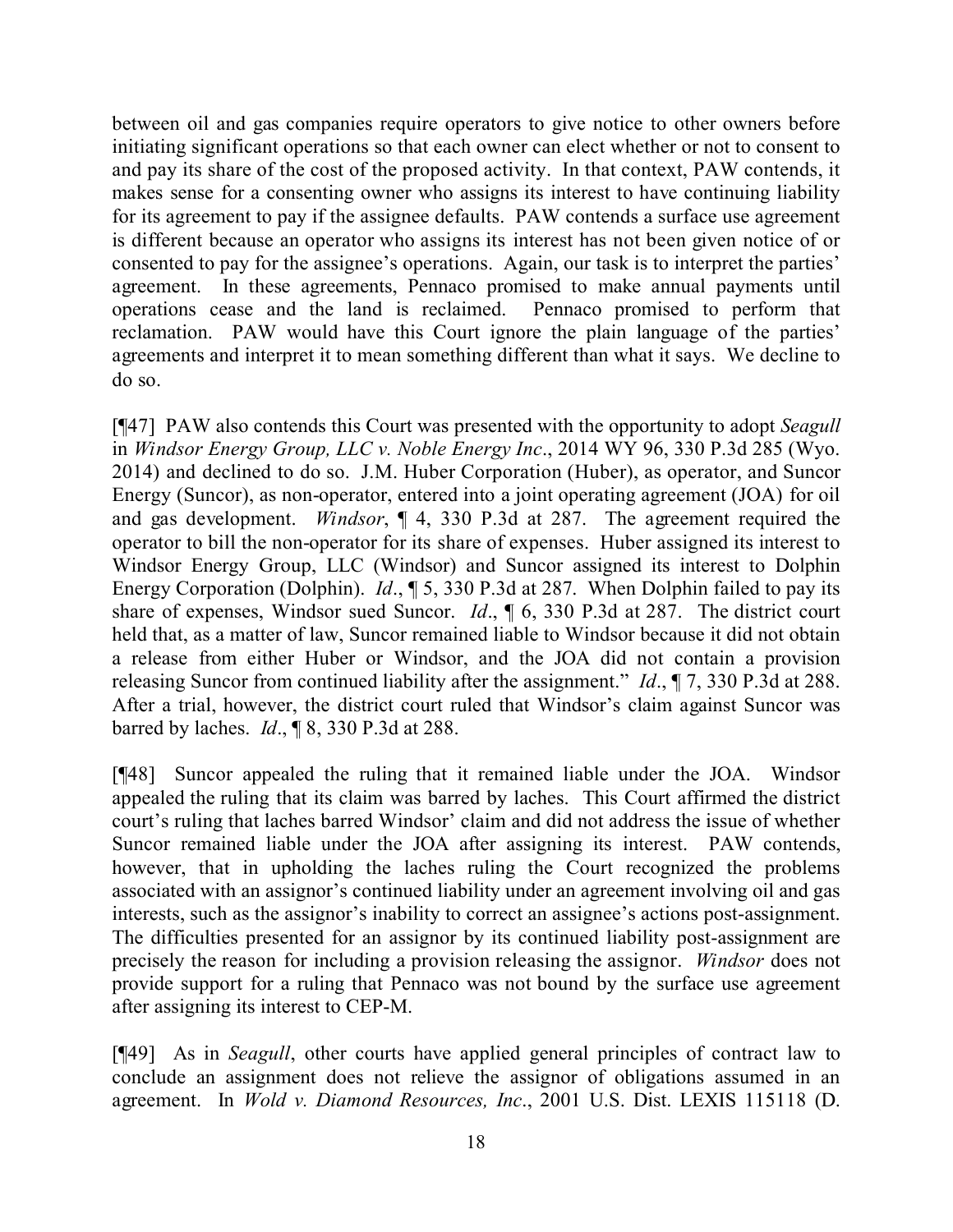between oil and gas companies require operators to give notice to other owners before initiating significant operations so that each owner can elect whether or not to consent to and pay its share of the cost of the proposed activity. In that context, PAW contends, it makes sense for a consenting owner who assigns its interest to have continuing liability for its agreement to pay if the assignee defaults. PAW contends a surface use agreement is different because an operator who assigns its interest has not been given notice of or consented to pay for the assignee's operations. Again, our task is to interpret the parties' agreement. In these agreements, Pennaco promised to make annual payments until operations cease and the land is reclaimed. Pennaco promised to perform that reclamation. PAW would have this Court ignore the plain language of the parties' agreements and interpret it to mean something different than what it says. We decline to do so.

[¶47] PAW also contends this Court was presented with the opportunity to adopt *Seagull* in *Windsor Energy Group, LLC v. Noble Energy Inc*., 2014 WY 96, 330 P.3d 285 (Wyo. 2014) and declined to do so. J.M. Huber Corporation (Huber), as operator, and Suncor Energy (Suncor), as non-operator, entered into a joint operating agreement (JOA) for oil and gas development. *Windsor*, ¶ 4, 330 P.3d at 287. The agreement required the operator to bill the non-operator for its share of expenses. Huber assigned its interest to Windsor Energy Group, LLC (Windsor) and Suncor assigned its interest to Dolphin Energy Corporation (Dolphin). *Id*., ¶ 5, 330 P.3d at 287. When Dolphin failed to pay its share of expenses, Windsor sued Suncor. *Id*., ¶ 6, 330 P.3d at 287. The district court held that, as a matter of law, Suncor remained liable to Windsor because it did not obtain a release from either Huber or Windsor, and the JOA did not contain a provision releasing Suncor from continued liability after the assignment." *Id*., ¶ 7, 330 P.3d at 288. After a trial, however, the district court ruled that Windsor's claim against Suncor was barred by laches. *Id*., ¶ 8, 330 P.3d at 288.

[¶48] Suncor appealed the ruling that it remained liable under the JOA. Windsor appealed the ruling that its claim was barred by laches. This Court affirmed the district court's ruling that laches barred Windsor' claim and did not address the issue of whether Suncor remained liable under the JOA after assigning its interest. PAW contends, however, that in upholding the laches ruling the Court recognized the problems associated with an assignor's continued liability under an agreement involving oil and gas interests, such as the assignor's inability to correct an assignee's actions post-assignment. The difficulties presented for an assignor by its continued liability post-assignment are precisely the reason for including a provision releasing the assignor. *Windsor* does not provide support for a ruling that Pennaco was not bound by the surface use agreement after assigning its interest to CEP-M.

[¶49] As in *Seagull*, other courts have applied general principles of contract law to conclude an assignment does not relieve the assignor of obligations assumed in an agreement. In *Wold v. Diamond Resources, Inc*., 2001 U.S. Dist. LEXIS 115118 (D.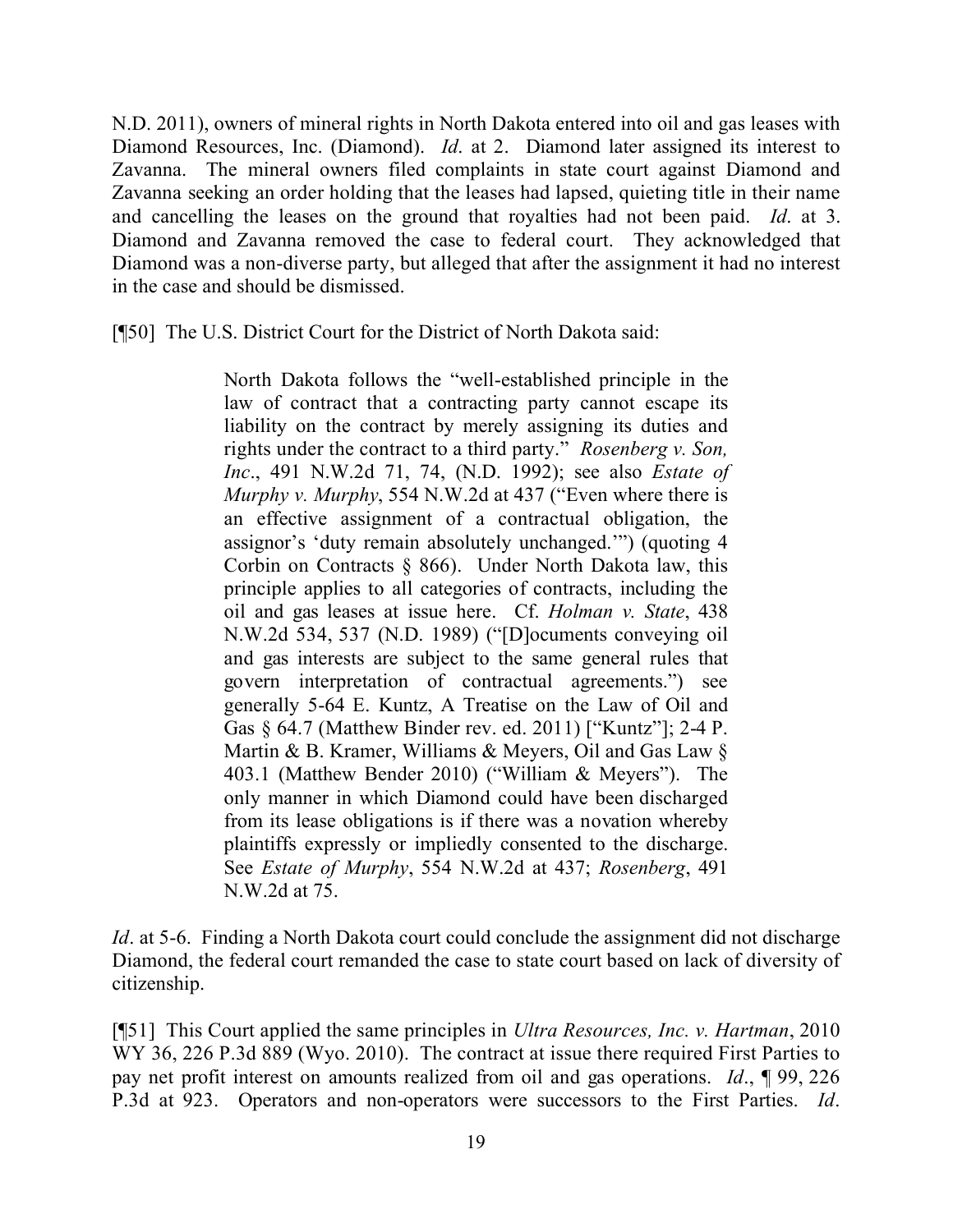N.D. 2011), owners of mineral rights in North Dakota entered into oil and gas leases with Diamond Resources, Inc. (Diamond). *Id*. at 2. Diamond later assigned its interest to Zavanna. The mineral owners filed complaints in state court against Diamond and Zavanna seeking an order holding that the leases had lapsed, quieting title in their name and cancelling the leases on the ground that royalties had not been paid. *Id*. at 3. Diamond and Zavanna removed the case to federal court. They acknowledged that Diamond was a non-diverse party, but alleged that after the assignment it had no interest in the case and should be dismissed.

[¶50] The U.S. District Court for the District of North Dakota said:

> North Dakota follows the "well-established principle in the law of contract that a contracting party cannot escape its liability on the contract by merely assigning its duties and rights under the contract to a third party." *Rosenberg v. Son, Inc*., 491 N.W.2d 71, 74, (N.D. 1992); see also *Estate of Murphy v. Murphy*, 554 N.W.2d at 437 ("Even where there is an effective assignment of a contractual obligation, the assignor's 'duty remain absolutely unchanged.'") (quoting 4 Corbin on Contracts § 866). Under North Dakota law, this principle applies to all categories of contracts, including the oil and gas leases at issue here. Cf. *Holman v. State*, 438 N.W.2d 534, 537 (N.D. 1989) ("[D]ocuments conveying oil and gas interests are subject to the same general rules that govern interpretation of contractual agreements.") see generally 5-64 E. Kuntz, A Treatise on the Law of Oil and Gas § 64.7 (Matthew Binder rev. ed. 2011) ["Kuntz"]; 2-4 P. Martin & B. Kramer, Williams & Meyers, Oil and Gas Law § 403.1 (Matthew Bender 2010) ("William & Meyers"). The only manner in which Diamond could have been discharged from its lease obligations is if there was a novation whereby plaintiffs expressly or impliedly consented to the discharge. See *Estate of Murphy*, 554 N.W.2d at 437; *Rosenberg*, 491 N.W.2d at 75.

*Id*. at 5-6. Finding a North Dakota court could conclude the assignment did not discharge Diamond, the federal court remanded the case to state court based on lack of diversity of citizenship.

[¶51] This Court applied the same principles in *Ultra Resources, Inc. v. Hartman*, 2010 WY 36, 226 P.3d 889 (Wyo. 2010). The contract at issue there required First Parties to pay net profit interest on amounts realized from oil and gas operations. *Id*., ¶ 99, 226 P.3d at 923. Operators and non-operators were successors to the First Parties. *Id*.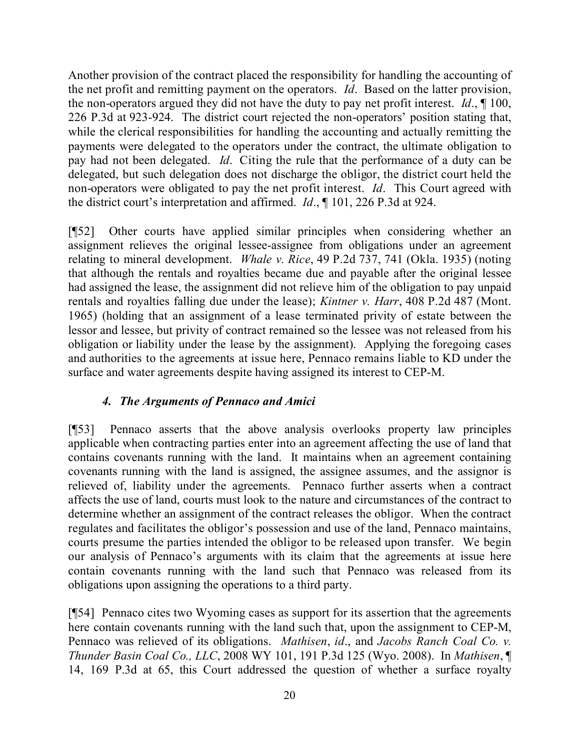Another provision of the contract placed the responsibility for handling the accounting of the net profit and remitting payment on the operators. *Id*. Based on the latter provision, the non-operators argued they did not have the duty to pay net profit interest. *Id*., ¶ 100, 226 P.3d at 923-924. The district court rejected the non-operators' position stating that, while the clerical responsibilities for handling the accounting and actually remitting the payments were delegated to the operators under the contract, the ultimate obligation to pay had not been delegated. *Id*. Citing the rule that the performance of a duty can be delegated, but such delegation does not discharge the obligor, the district court held the non-operators were obligated to pay the net profit interest. *Id*. This Court agreed with the district court's interpretation and affirmed. *Id*., ¶ 101, 226 P.3d at 924.

[¶52] Other courts have applied similar principles when considering whether an assignment relieves the original lessee-assignee from obligations under an agreement relating to mineral development. *Whale v. Rice*, 49 P.2d 737, 741 (Okla. 1935) (noting that although the rentals and royalties became due and payable after the original lessee had assigned the lease, the assignment did not relieve him of the obligation to pay unpaid rentals and royalties falling due under the lease); *Kintner v. Harr*, 408 P.2d 487 (Mont. 1965) (holding that an assignment of a lease terminated privity of estate between the lessor and lessee, but privity of contract remained so the lessee was not released from his obligation or liability under the lease by the assignment). Applying the foregoing cases and authorities to the agreements at issue here, Pennaco remains liable to KD under the surface and water agreements despite having assigned its interest to CEP-M.

### *4. The Arguments of Pennaco and Amici*

[¶53] Pennaco asserts that the above analysis overlooks property law principles applicable when contracting parties enter into an agreement affecting the use of land that contains covenants running with the land. It maintains when an agreement containing covenants running with the land is assigned, the assignee assumes, and the assignor is relieved of, liability under the agreements. Pennaco further asserts when a contract affects the use of land, courts must look to the nature and circumstances of the contract to determine whether an assignment of the contract releases the obligor. When the contract regulates and facilitates the obligor's possession and use of the land, Pennaco maintains, courts presume the parties intended the obligor to be released upon transfer. We begin our analysis of Pennaco's arguments with its claim that the agreements at issue here contain covenants running with the land such that Pennaco was released from its obligations upon assigning the operations to a third party.

[¶54] Pennaco cites two Wyoming cases as support for its assertion that the agreements here contain covenants running with the land such that, upon the assignment to CEP-M, Pennaco was relieved of its obligations. *Mathisen*, *id*., and *Jacobs Ranch Coal Co. v. Thunder Basin Coal Co., LLC*, 2008 WY 101, 191 P.3d 125 (Wyo. 2008). In *Mathisen*, ¶ 14, 169 P.3d at 65, this Court addressed the question of whether a surface royalty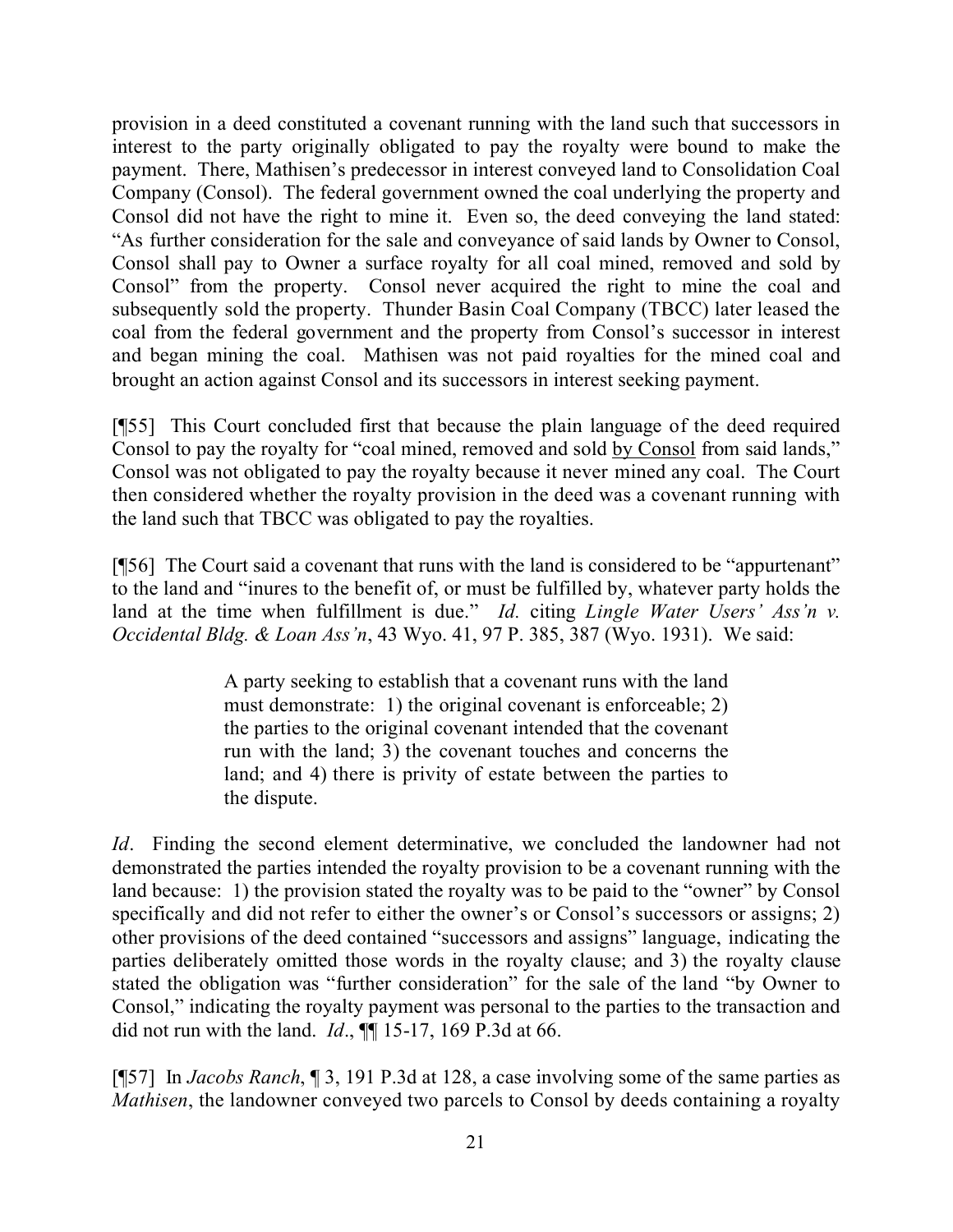provision in a deed constituted a covenant running with the land such that successors in interest to the party originally obligated to pay the royalty were bound to make the payment. There, Mathisen's predecessor in interest conveyed land to Consolidation Coal Company (Consol). The federal government owned the coal underlying the property and Consol did not have the right to mine it. Even so, the deed conveying the land stated: "As further consideration for the sale and conveyance of said lands by Owner to Consol, Consol shall pay to Owner a surface royalty for all coal mined, removed and sold by Consol" from the property. Consol never acquired the right to mine the coal and subsequently sold the property. Thunder Basin Coal Company (TBCC) later leased the coal from the federal government and the property from Consol's successor in interest and began mining the coal. Mathisen was not paid royalties for the mined coal and brought an action against Consol and its successors in interest seeking payment.

[¶55] This Court concluded first that because the plain language of the deed required Consol to pay the royalty for "coal mined, removed and sold by Consol from said lands," Consol was not obligated to pay the royalty because it never mined any coal. The Court then considered whether the royalty provision in the deed was a covenant running with the land such that TBCC was obligated to pay the royalties.

[¶56] The Court said a covenant that runs with the land is considered to be "appurtenant" to the land and "inures to the benefit of, or must be fulfilled by, whatever party holds the land at the time when fulfillment is due." *Id.* citing *Lingle Water Users' Ass'n v. Occidental Bldg. & Loan Ass'n*, 43 Wyo. 41, 97 P. 385, 387 (Wyo. 1931). We said:

> A party seeking to establish that a covenant runs with the land must demonstrate: 1) the original covenant is enforceable; 2) the parties to the original covenant intended that the covenant run with the land; 3) the covenant touches and concerns the land; and 4) there is privity of estate between the parties to the dispute.

*Id*. Finding the second element determinative, we concluded the landowner had not demonstrated the parties intended the royalty provision to be a covenant running with the land because: 1) the provision stated the royalty was to be paid to the "owner" by Consol specifically and did not refer to either the owner's or Consol's successors or assigns; 2) other provisions of the deed contained "successors and assigns" language, indicating the parties deliberately omitted those words in the royalty clause; and 3) the royalty clause stated the obligation was "further consideration" for the sale of the land "by Owner to Consol," indicating the royalty payment was personal to the parties to the transaction and did not run with the land. *Id*., ¶¶ 15-17, 169 P.3d at 66.

[¶57] In *Jacobs Ranch*, ¶ 3, 191 P.3d at 128, a case involving some of the same parties as *Mathisen*, the landowner conveyed two parcels to Consol by deeds containing a royalty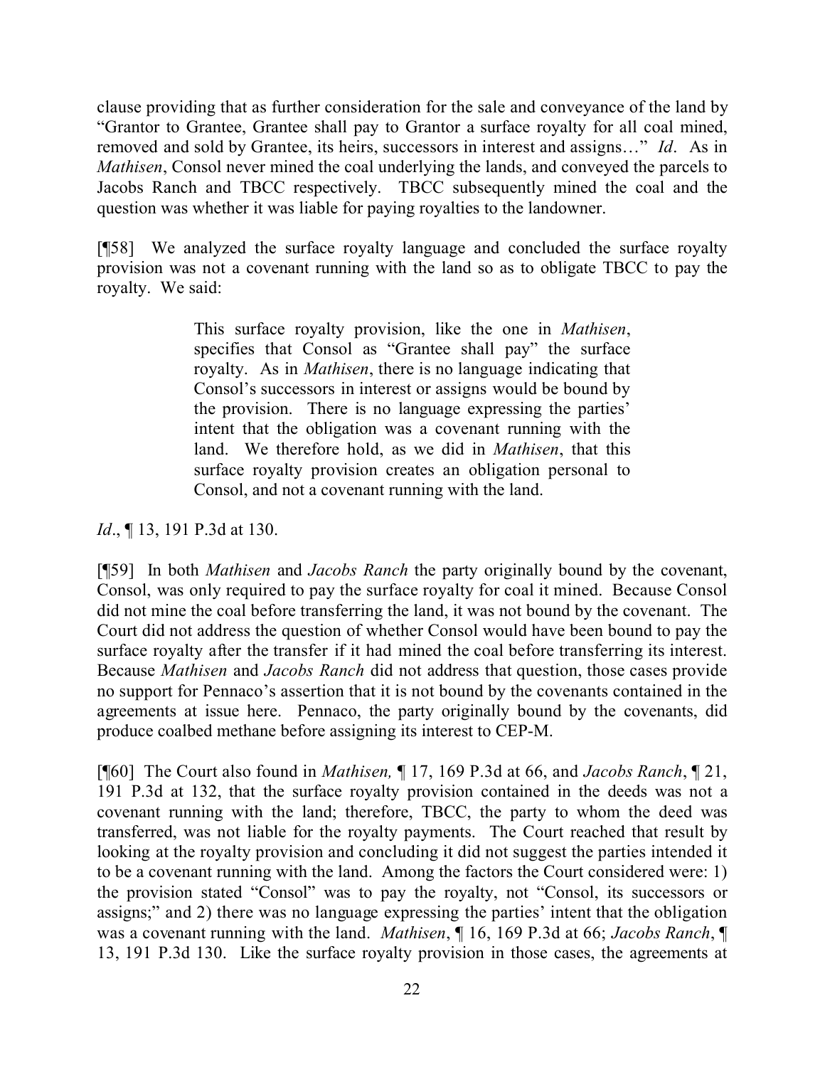clause providing that as further consideration for the sale and conveyance of the land by "Grantor to Grantee, Grantee shall pay to Grantor a surface royalty for all coal mined, removed and sold by Grantee, its heirs, successors in interest and assigns…" *Id*. As in *Mathisen*, Consol never mined the coal underlying the lands, and conveyed the parcels to Jacobs Ranch and TBCC respectively. TBCC subsequently mined the coal and the question was whether it was liable for paying royalties to the landowner.

[¶58] We analyzed the surface royalty language and concluded the surface royalty provision was not a covenant running with the land so as to obligate TBCC to pay the royalty. We said:

> This surface royalty provision, like the one in *Mathisen*, specifies that Consol as "Grantee shall pay" the surface royalty. As in *Mathisen*, there is no language indicating that Consol's successors in interest or assigns would be bound by the provision. There is no language expressing the parties' intent that the obligation was a covenant running with the land. We therefore hold, as we did in *Mathisen*, that this surface royalty provision creates an obligation personal to Consol, and not a covenant running with the land.

*Id*., ¶ 13, 191 P.3d at 130.

[¶59] In both *Mathisen* and *Jacobs Ranch* the party originally bound by the covenant, Consol, was only required to pay the surface royalty for coal it mined. Because Consol did not mine the coal before transferring the land, it was not bound by the covenant. The Court did not address the question of whether Consol would have been bound to pay the surface royalty after the transfer if it had mined the coal before transferring its interest. Because *Mathisen* and *Jacobs Ranch* did not address that question, those cases provide no support for Pennaco's assertion that it is not bound by the covenants contained in the agreements at issue here. Pennaco, the party originally bound by the covenants, did produce coalbed methane before assigning its interest to CEP-M.

[¶60] The Court also found in *Mathisen,* ¶ 17, 169 P.3d at 66, and *Jacobs Ranch*, ¶ 21, 191 P.3d at 132, that the surface royalty provision contained in the deeds was not a covenant running with the land; therefore, TBCC, the party to whom the deed was transferred, was not liable for the royalty payments. The Court reached that result by looking at the royalty provision and concluding it did not suggest the parties intended it to be a covenant running with the land. Among the factors the Court considered were: 1) the provision stated "Consol" was to pay the royalty, not "Consol, its successors or assigns;" and 2) there was no language expressing the parties' intent that the obligation was a covenant running with the land. *Mathisen*, ¶ 16, 169 P.3d at 66; *Jacobs Ranch*, ¶ 13, 191 P.3d 130. Like the surface royalty provision in those cases, the agreements at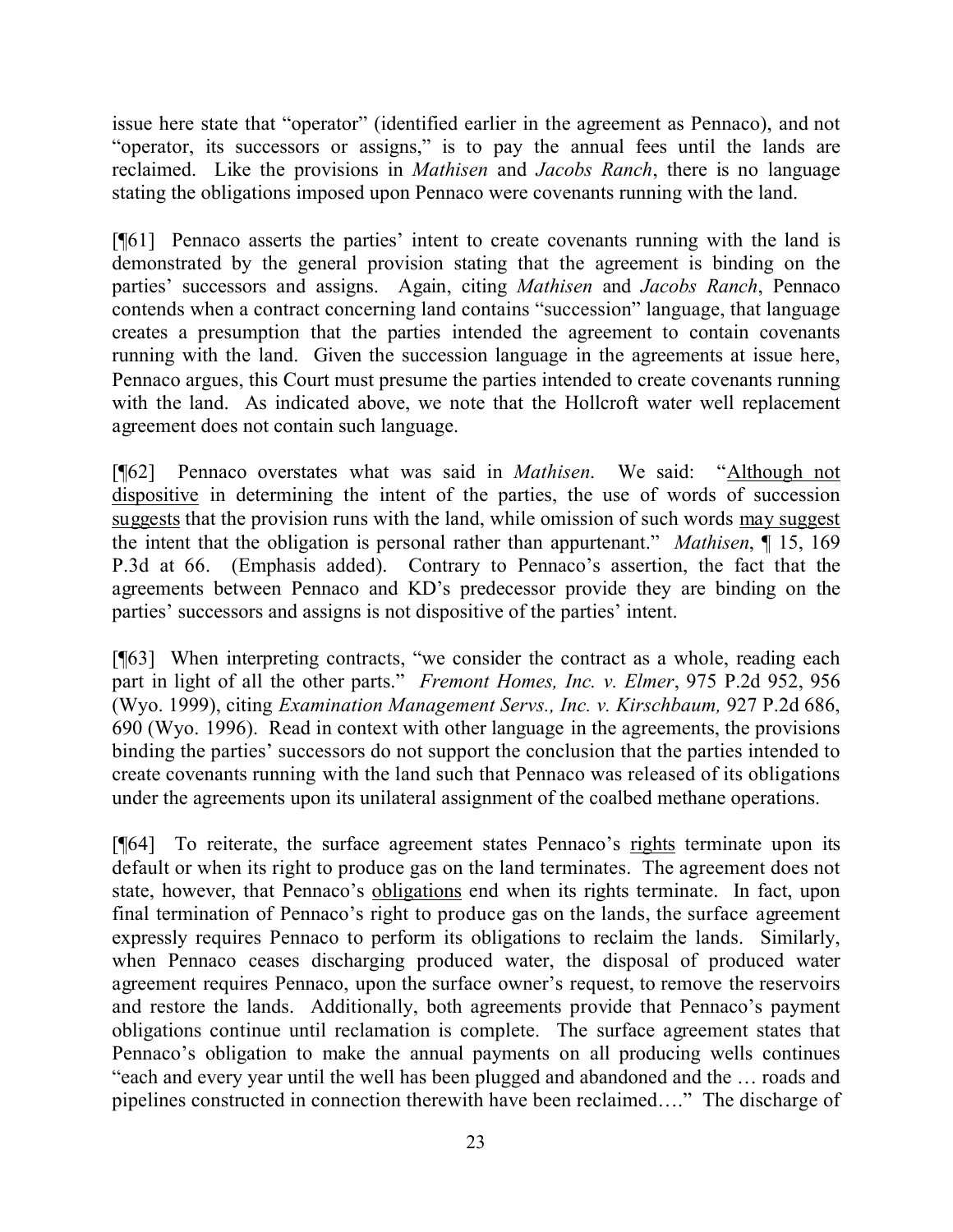issue here state that "operator" (identified earlier in the agreement as Pennaco), and not "operator, its successors or assigns," is to pay the annual fees until the lands are reclaimed. Like the provisions in *Mathisen* and *Jacobs Ranch*, there is no language stating the obligations imposed upon Pennaco were covenants running with the land.

[¶61] Pennaco asserts the parties' intent to create covenants running with the land is demonstrated by the general provision stating that the agreement is binding on the parties' successors and assigns. Again, citing *Mathisen* and *Jacobs Ranch*, Pennaco contends when a contract concerning land contains "succession" language, that language creates a presumption that the parties intended the agreement to contain covenants running with the land. Given the succession language in the agreements at issue here, Pennaco argues, this Court must presume the parties intended to create covenants running with the land. As indicated above, we note that the Hollcroft water well replacement agreement does not contain such language.

[¶62] Pennaco overstates what was said in *Mathisen*. We said: "<u>Although not dispositive</u> in determining the intent of the parties, the use of words of succession <u>suggests</u> that the provision runs with the land, while omission of such words <u>may suggest</u> the intent that the obligation is personal rather than appurtenant." *Mathisen*, ¶ 15, 169 P.3d at 66. (Emphasis added). Contrary to Pennaco's assertion, the fact that the agreements between Pennaco and KD's predecessor provide they are binding on the parties' successors and assigns is not dispositive of the parties' intent.

[¶63] When interpreting contracts, "we consider the contract as a whole, reading each part in light of all the other parts." *Fremont Homes, Inc. v. Elmer*, 975 P.2d 952, 956 (Wyo. 1999), citing *Examination Management Servs., Inc. v. Kirschbaum,* 927 P.2d 686, 690 (Wyo. 1996). Read in context with other language in the agreements, the provisions binding the parties' successors do not support the conclusion that the parties intended to create covenants running with the land such that Pennaco was released of its obligations under the agreements upon its unilateral assignment of the coalbed methane operations.

[¶64] To reiterate, the surface agreement states Pennaco's <u>rights</u> terminate upon its default or when its right to produce gas on the land terminates. The agreement does not state, however, that Pennaco's <u>obligations</u> end when its rights terminate. In fact, upon final termination of Pennaco's right to produce gas on the lands, the surface agreement expressly requires Pennaco to perform its obligations to reclaim the lands. Similarly, when Pennaco ceases discharging produced water, the disposal of produced water agreement requires Pennaco, upon the surface owner's request, to remove the reservoirs and restore the lands. Additionally, both agreements provide that Pennaco's payment obligations continue until reclamation is complete. The surface agreement states that Pennaco's obligation to make the annual payments on all producing wells continues "each and every year until the well has been plugged and abandoned and the … roads and pipelines constructed in connection therewith have been reclaimed…." The discharge of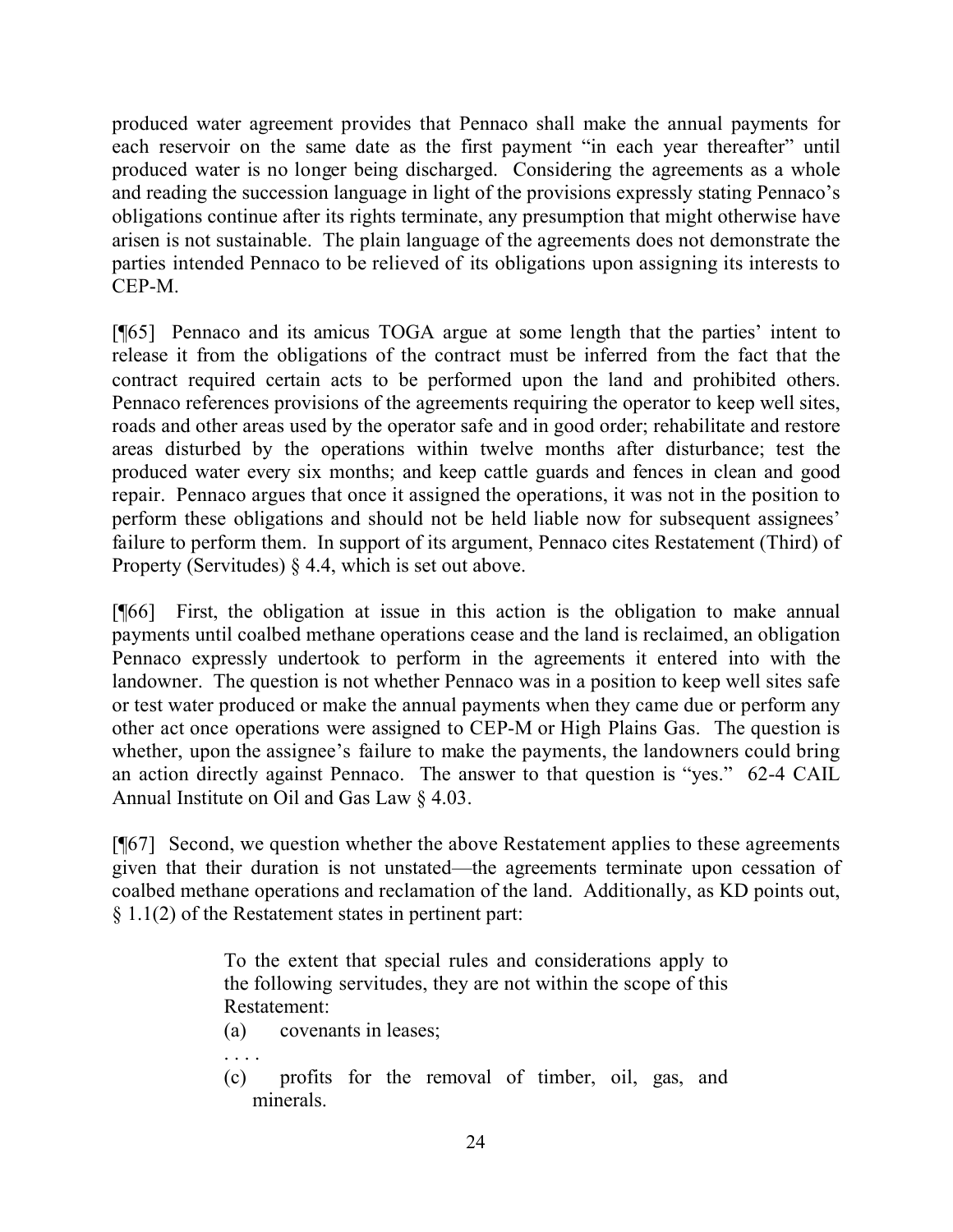produced water agreement provides that Pennaco shall make the annual payments for each reservoir on the same date as the first payment "in each year thereafter" until produced water is no longer being discharged. Considering the agreements as a whole and reading the succession language in light of the provisions expressly stating Pennaco's obligations continue after its rights terminate, any presumption that might otherwise have arisen is not sustainable. The plain language of the agreements does not demonstrate the parties intended Pennaco to be relieved of its obligations upon assigning its interests to CEP-M.

[¶65] Pennaco and its amicus TOGA argue at some length that the parties' intent to release it from the obligations of the contract must be inferred from the fact that the contract required certain acts to be performed upon the land and prohibited others. Pennaco references provisions of the agreements requiring the operator to keep well sites, roads and other areas used by the operator safe and in good order; rehabilitate and restore areas disturbed by the operations within twelve months after disturbance; test the produced water every six months; and keep cattle guards and fences in clean and good repair. Pennaco argues that once it assigned the operations, it was not in the position to perform these obligations and should not be held liable now for subsequent assignees' failure to perform them. In support of its argument, Pennaco cites Restatement (Third) of Property (Servitudes) § 4.4, which is set out above.

[¶66] First, the obligation at issue in this action is the obligation to make annual payments until coalbed methane operations cease and the land is reclaimed, an obligation Pennaco expressly undertook to perform in the agreements it entered into with the landowner. The question is not whether Pennaco was in a position to keep well sites safe or test water produced or make the annual payments when they came due or perform any other act once operations were assigned to CEP-M or High Plains Gas. The question is whether, upon the assignee's failure to make the payments, the landowners could bring an action directly against Pennaco. The answer to that question is "yes." 62-4 CAIL Annual Institute on Oil and Gas Law § 4.03.

[¶67] Second, we question whether the above Restatement applies to these agreements given that their duration is not unstated—the agreements terminate upon cessation of coalbed methane operations and reclamation of the land. Additionally, as KD points out, § 1.1(2) of the Restatement states in pertinent part:

> To the extent that special rules and considerations apply to the following servitudes, they are not within the scope of this Restatement:
>
> (a) covenants in leases;
>
> . . . .
>
> (c) profits for the removal of timber, oil, gas, and minerals.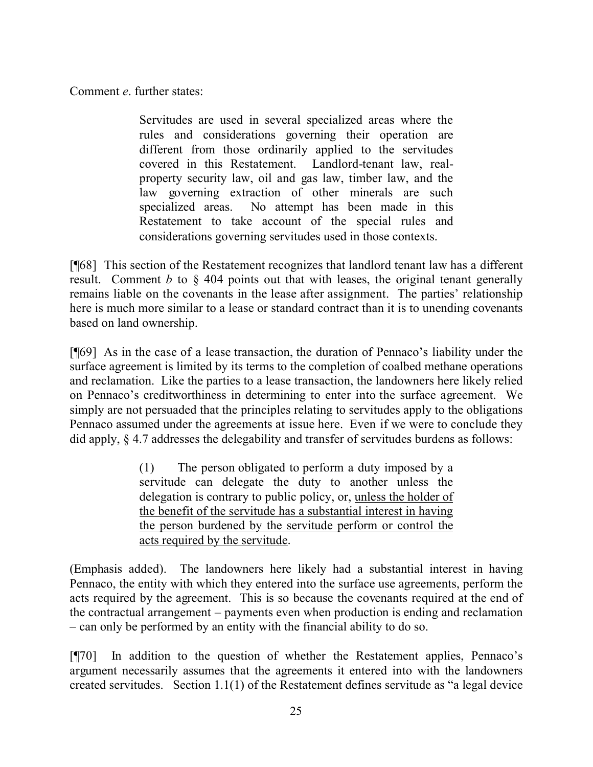Comment *e*. further states:

> Servitudes are used in several specialized areas where the rules and considerations governing their operation are different from those ordinarily applied to the servitudes covered in this Restatement. Landlord-tenant law, real-property security law, oil and gas law, timber law, and the law governing extraction of other minerals are such specialized areas. No attempt has been made in this Restatement to take account of the special rules and considerations governing servitudes used in those contexts.

[¶68] This section of the Restatement recognizes that landlord tenant law has a different result. Comment *b* to § 404 points out that with leases, the original tenant generally remains liable on the covenants in the lease after assignment. The parties' relationship here is much more similar to a lease or standard contract than it is to unending covenants based on land ownership.

[¶69] As in the case of a lease transaction, the duration of Pennaco's liability under the surface agreement is limited by its terms to the completion of coalbed methane operations and reclamation. Like the parties to a lease transaction, the landowners here likely relied on Pennaco's creditworthiness in determining to enter into the surface agreement. We simply are not persuaded that the principles relating to servitudes apply to the obligations Pennaco assumed under the agreements at issue here. Even if we were to conclude they did apply, § 4.7 addresses the delegability and transfer of servitudes burdens as follows:

> (1) The person obligated to perform a duty imposed by a servitude can delegate the duty to another unless the delegation is contrary to public policy, or, <u>unless the holder of the benefit of the servitude has a substantial interest in having the person burdened by the servitude perform or control the acts required by the servitude</u>.

(Emphasis added). The landowners here likely had a substantial interest in having Pennaco, the entity with which they entered into the surface use agreements, perform the acts required by the agreement. This is so because the covenants required at the end of the contractual arrangement – payments even when production is ending and reclamation – can only be performed by an entity with the financial ability to do so.

[¶70] In addition to the question of whether the Restatement applies, Pennaco's argument necessarily assumes that the agreements it entered into with the landowners created servitudes. Section 1.1(1) of the Restatement defines servitude as "a legal device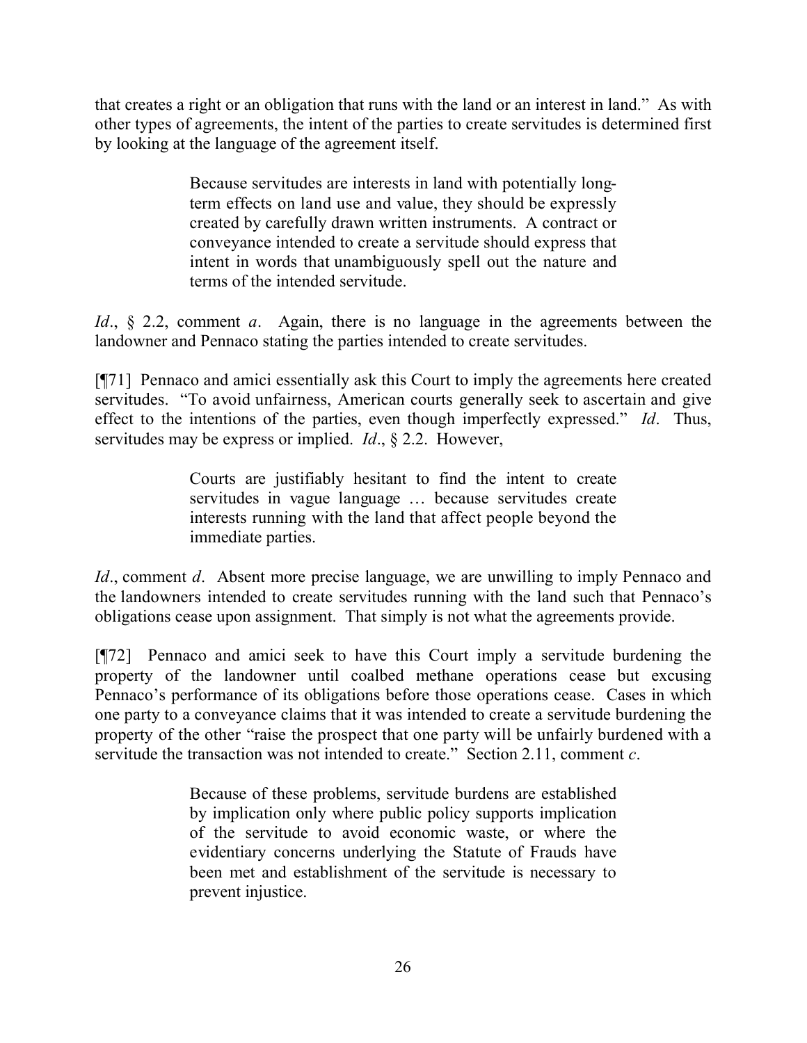that creates a right or an obligation that runs with the land or an interest in land." As with other types of agreements, the intent of the parties to create servitudes is determined first by looking at the language of the agreement itself.

> Because servitudes are interests in land with potentially long-term effects on land use and value, they should be expressly created by carefully drawn written instruments. A contract or conveyance intended to create a servitude should express that intent in words that unambiguously spell out the nature and terms of the intended servitude.

*Id*., § 2.2, comment *a*. Again, there is no language in the agreements between the landowner and Pennaco stating the parties intended to create servitudes.

[¶71] Pennaco and amici essentially ask this Court to imply the agreements here created servitudes. "To avoid unfairness, American courts generally seek to ascertain and give effect to the intentions of the parties, even though imperfectly expressed." *Id*. Thus, servitudes may be express or implied. *Id*., § 2.2. However,

> Courts are justifiably hesitant to find the intent to create servitudes in vague language … because servitudes create interests running with the land that affect people beyond the immediate parties.

*Id*., comment *d*. Absent more precise language, we are unwilling to imply Pennaco and the landowners intended to create servitudes running with the land such that Pennaco's obligations cease upon assignment. That simply is not what the agreements provide.

[¶72] Pennaco and amici seek to have this Court imply a servitude burdening the property of the landowner until coalbed methane operations cease but excusing Pennaco's performance of its obligations before those operations cease. Cases in which one party to a conveyance claims that it was intended to create a servitude burdening the property of the other "raise the prospect that one party will be unfairly burdened with a servitude the transaction was not intended to create." Section 2.11, comment *c*.

> Because of these problems, servitude burdens are established by implication only where public policy supports implication of the servitude to avoid economic waste, or where the evidentiary concerns underlying the Statute of Frauds have been met and establishment of the servitude is necessary to prevent injustice.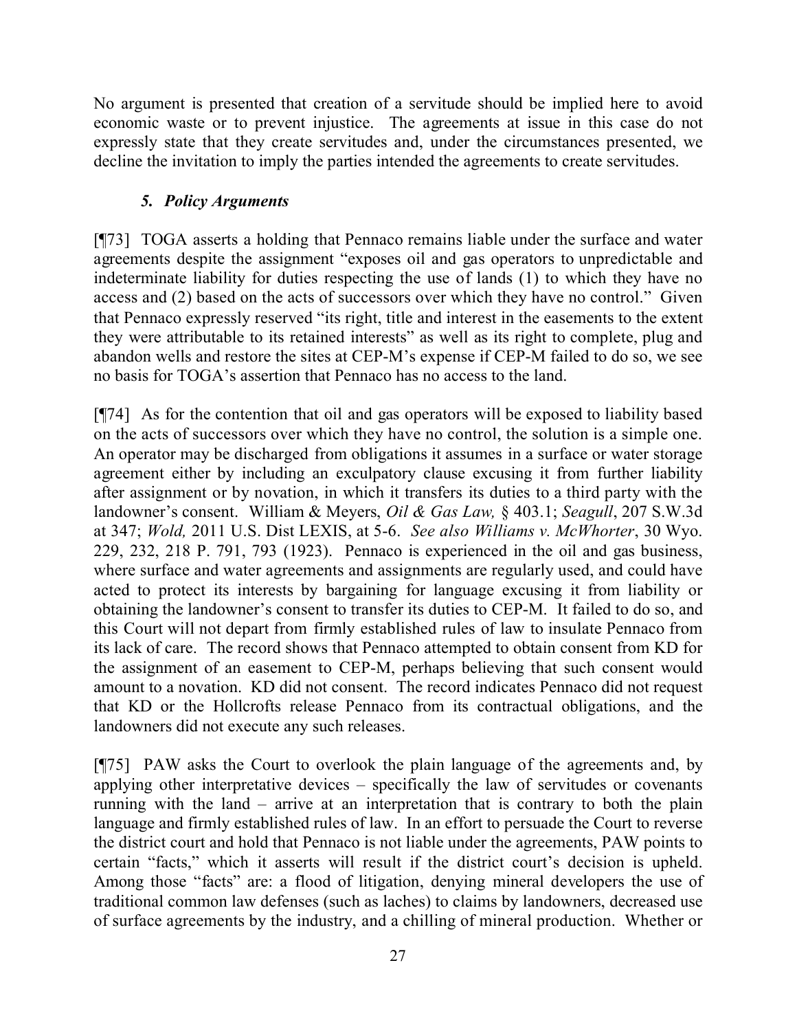No argument is presented that creation of a servitude should be implied here to avoid economic waste or to prevent injustice. The agreements at issue in this case do not expressly state that they create servitudes and, under the circumstances presented, we decline the invitation to imply the parties intended the agreements to create servitudes.

### *5. Policy Arguments*

[¶73] TOGA asserts a holding that Pennaco remains liable under the surface and water agreements despite the assignment "exposes oil and gas operators to unpredictable and indeterminate liability for duties respecting the use of lands (1) to which they have no access and (2) based on the acts of successors over which they have no control." Given that Pennaco expressly reserved "its right, title and interest in the easements to the extent they were attributable to its retained interests" as well as its right to complete, plug and abandon wells and restore the sites at CEP-M's expense if CEP-M failed to do so, we see no basis for TOGA's assertion that Pennaco has no access to the land.

[¶74] As for the contention that oil and gas operators will be exposed to liability based on the acts of successors over which they have no control, the solution is a simple one. An operator may be discharged from obligations it assumes in a surface or water storage agreement either by including an exculpatory clause excusing it from further liability after assignment or by novation, in which it transfers its duties to a third party with the landowner's consent. William & Meyers, *Oil & Gas Law,* § 403.1; *Seagull*, 207 S.W.3d at 347; *Wold,* 2011 U.S. Dist LEXIS, at 5-6. *See also Williams v. McWhorter*, 30 Wyo. 229, 232, 218 P. 791, 793 (1923). Pennaco is experienced in the oil and gas business, where surface and water agreements and assignments are regularly used, and could have acted to protect its interests by bargaining for language excusing it from liability or obtaining the landowner's consent to transfer its duties to CEP-M. It failed to do so, and this Court will not depart from firmly established rules of law to insulate Pennaco from its lack of care. The record shows that Pennaco attempted to obtain consent from KD for the assignment of an easement to CEP-M, perhaps believing that such consent would amount to a novation. KD did not consent. The record indicates Pennaco did not request that KD or the Hollcrofts release Pennaco from its contractual obligations, and the landowners did not execute any such releases.

[¶75] PAW asks the Court to overlook the plain language of the agreements and, by applying other interpretative devices – specifically the law of servitudes or covenants running with the land – arrive at an interpretation that is contrary to both the plain language and firmly established rules of law. In an effort to persuade the Court to reverse the district court and hold that Pennaco is not liable under the agreements, PAW points to certain "facts," which it asserts will result if the district court's decision is upheld. Among those "facts" are: a flood of litigation, denying mineral developers the use of traditional common law defenses (such as laches) to claims by landowners, decreased use of surface agreements by the industry, and a chilling of mineral production. Whether or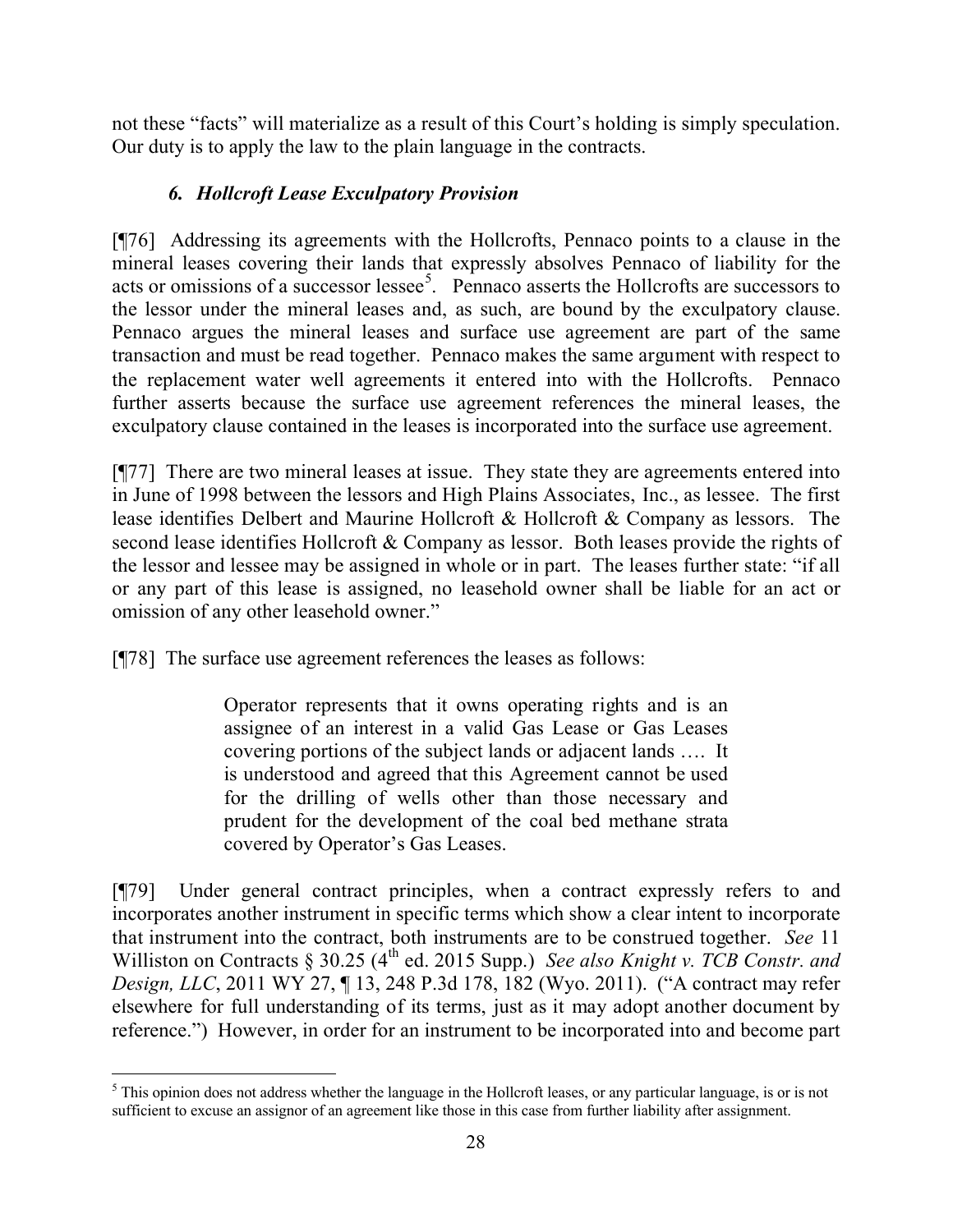not these "facts" will materialize as a result of this Court's holding is simply speculation. Our duty is to apply the law to the plain language in the contracts.

### *6. Hollcroft Lease Exculpatory Provision*

[¶76] Addressing its agreements with the Hollcrofts, Pennaco points to a clause in the mineral leases covering their lands that expressly absolves Pennaco of liability for the acts or omissions of a successor lessee[5]. Pennaco asserts the Hollcrofts are successors to the lessor under the mineral leases and, as such, are bound by the exculpatory clause. Pennaco argues the mineral leases and surface use agreement are part of the same transaction and must be read together. Pennaco makes the same argument with respect to the replacement water well agreements it entered into with the Hollcrofts. Pennaco further asserts because the surface use agreement references the mineral leases, the exculpatory clause contained in the leases is incorporated into the surface use agreement.

[¶77] There are two mineral leases at issue. They state they are agreements entered into in June of 1998 between the lessors and High Plains Associates, Inc., as lessee. The first lease identifies Delbert and Maurine Hollcroft & Hollcroft & Company as lessors. The second lease identifies Hollcroft & Company as lessor. Both leases provide the rights of the lessor and lessee may be assigned in whole or in part. The leases further state: "if all or any part of this lease is assigned, no leasehold owner shall be liable for an act or omission of any other leasehold owner."

[¶78] The surface use agreement references the leases as follows:

> Operator represents that it owns operating rights and is an assignee of an interest in a valid Gas Lease or Gas Leases covering portions of the subject lands or adjacent lands …. It is understood and agreed that this Agreement cannot be used for the drilling of wells other than those necessary and prudent for the development of the coal bed methane strata covered by Operator's Gas Leases.

[¶79] Under general contract principles, when a contract expressly refers to and incorporates another instrument in specific terms which show a clear intent to incorporate that instrument into the contract, both instruments are to be construed together. *See* 11 Williston on Contracts § 30.25 (4th ed. 2015 Supp.) *See also Knight v. TCB Constr. and Design, LLC*, 2011 WY 27, ¶ 13, 248 P.3d 178, 182 (Wyo. 2011). ("A contract may refer elsewhere for full understanding of its terms, just as it may adopt another document by reference.") However, in order for an instrument to be incorporated into and become part

---

[5] This opinion does not address whether the language in the Hollcroft leases, or any particular language, is or is not sufficient to excuse an assignor of an agreement like those in this case from further liability after assignment.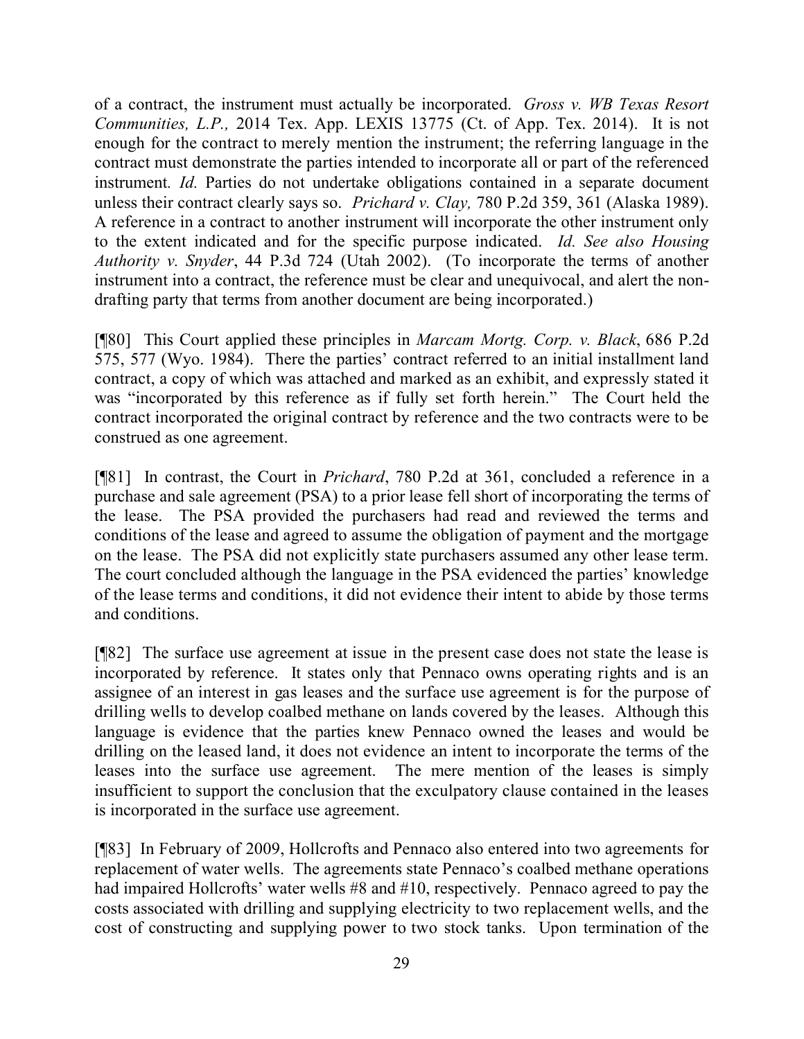of a contract, the instrument must actually be incorporated. *Gross v. WB Texas Resort Communities, L.P.,* 2014 Tex. App. LEXIS 13775 (Ct. of App. Tex. 2014). It is not enough for the contract to merely mention the instrument; the referring language in the contract must demonstrate the parties intended to incorporate all or part of the referenced instrument. *Id.* Parties do not undertake obligations contained in a separate document unless their contract clearly says so. *Prichard v. Clay,* 780 P.2d 359, 361 (Alaska 1989). A reference in a contract to another instrument will incorporate the other instrument only to the extent indicated and for the specific purpose indicated. *Id. See also Housing Authority v. Snyder*, 44 P.3d 724 (Utah 2002). (To incorporate the terms of another instrument into a contract, the reference must be clear and unequivocal, and alert the non-drafting party that terms from another document are being incorporated.)

[¶80] This Court applied these principles in *Marcam Mortg. Corp. v. Black*, 686 P.2d 575, 577 (Wyo. 1984). There the parties' contract referred to an initial installment land contract, a copy of which was attached and marked as an exhibit, and expressly stated it was "incorporated by this reference as if fully set forth herein." The Court held the contract incorporated the original contract by reference and the two contracts were to be construed as one agreement.

[¶81] In contrast, the Court in *Prichard*, 780 P.2d at 361, concluded a reference in a purchase and sale agreement (PSA) to a prior lease fell short of incorporating the terms of the lease. The PSA provided the purchasers had read and reviewed the terms and conditions of the lease and agreed to assume the obligation of payment and the mortgage on the lease. The PSA did not explicitly state purchasers assumed any other lease term. The court concluded although the language in the PSA evidenced the parties' knowledge of the lease terms and conditions, it did not evidence their intent to abide by those terms and conditions.

[¶82] The surface use agreement at issue in the present case does not state the lease is incorporated by reference. It states only that Pennaco owns operating rights and is an assignee of an interest in gas leases and the surface use agreement is for the purpose of drilling wells to develop coalbed methane on lands covered by the leases. Although this language is evidence that the parties knew Pennaco owned the leases and would be drilling on the leased land, it does not evidence an intent to incorporate the terms of the leases into the surface use agreement. The mere mention of the leases is simply insufficient to support the conclusion that the exculpatory clause contained in the leases is incorporated in the surface use agreement.

[¶83] In February of 2009, Hollcrofts and Pennaco also entered into two agreements for replacement of water wells. The agreements state Pennaco's coalbed methane operations had impaired Hollcrofts' water wells #8 and #10, respectively. Pennaco agreed to pay the costs associated with drilling and supplying electricity to two replacement wells, and the cost of constructing and supplying power to two stock tanks. Upon termination of the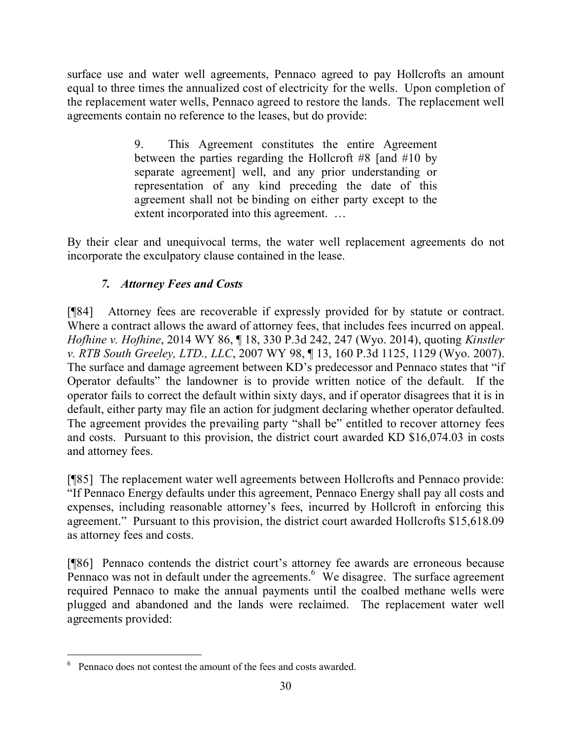surface use and water well agreements, Pennaco agreed to pay Hollcrofts an amount equal to three times the annualized cost of electricity for the wells. Upon completion of the replacement water wells, Pennaco agreed to restore the lands. The replacement well agreements contain no reference to the leases, but do provide:

> 9. This Agreement constitutes the entire Agreement between the parties regarding the Hollcroft #8 [and #10 by separate agreement] well, and any prior understanding or representation of any kind preceding the date of this agreement shall not be binding on either party except to the extent incorporated into this agreement. …

By their clear and unequivocal terms, the water well replacement agreements do not incorporate the exculpatory clause contained in the lease.

### *7. Attorney Fees and Costs*

[¶84] Attorney fees are recoverable if expressly provided for by statute or contract. Where a contract allows the award of attorney fees, that includes fees incurred on appeal. *Hofhine v. Hofhine*, 2014 WY 86, ¶ 18, 330 P.3d 242, 247 (Wyo. 2014), quoting *Kinstler v. RTB South Greeley, LTD., LLC*, 2007 WY 98, ¶ 13, 160 P.3d 1125, 1129 (Wyo. 2007). The surface and damage agreement between KD's predecessor and Pennaco states that "if Operator defaults" the landowner is to provide written notice of the default. If the operator fails to correct the default within sixty days, and if operator disagrees that it is in default, either party may file an action for judgment declaring whether operator defaulted. The agreement provides the prevailing party "shall be" entitled to recover attorney fees and costs. Pursuant to this provision, the district court awarded KD $16,074.03 in costs and attorney fees.

[¶85] The replacement water well agreements between Hollcrofts and Pennaco provide: "If Pennaco Energy defaults under this agreement, Pennaco Energy shall pay all costs and expenses, including reasonable attorney's fees, incurred by Hollcroft in enforcing this agreement." Pursuant to this provision, the district court awarded Hollcrofts $15,618.09 as attorney fees and costs.

[¶86] Pennaco contends the district court's attorney fee awards are erroneous because Pennaco was not in default under the agreements.[6] We disagree. The surface agreement required Pennaco to make the annual payments until the coalbed methane wells were plugged and abandoned and the lands were reclaimed. The replacement water well agreements provided:

[6] Pennaco does not contest the amount of the fees and costs awarded.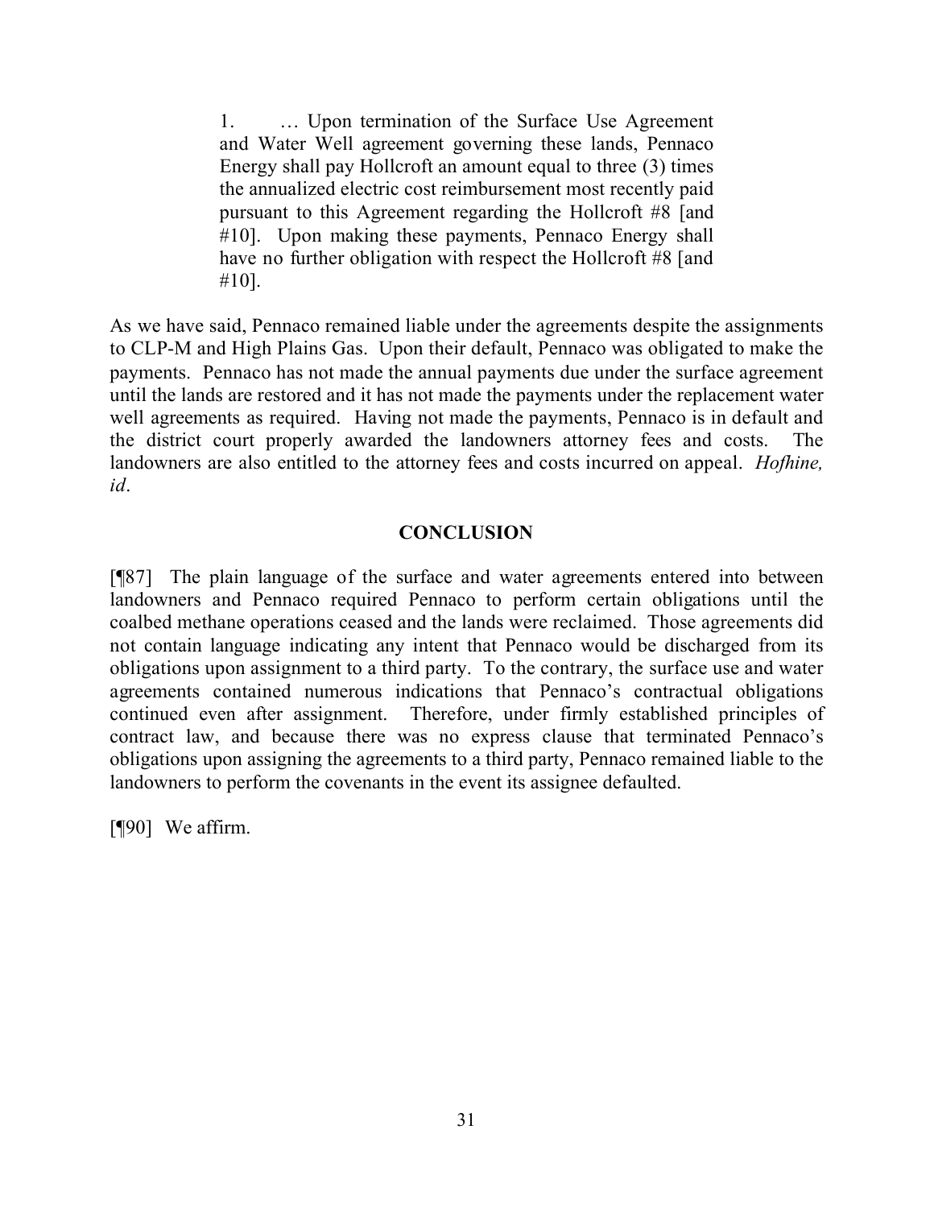> 1. … Upon termination of the Surface Use Agreement and Water Well agreement governing these lands, Pennaco Energy shall pay Hollcroft an amount equal to three (3) times the annualized electric cost reimbursement most recently paid pursuant to this Agreement regarding the Hollcroft #8 [and #10]. Upon making these payments, Pennaco Energy shall have no further obligation with respect the Hollcroft #8 [and #10].

As we have said, Pennaco remained liable under the agreements despite the assignments to CLP-M and High Plains Gas. Upon their default, Pennaco was obligated to make the payments. Pennaco has not made the annual payments due under the surface agreement until the lands are restored and it has not made the payments under the replacement water well agreements as required. Having not made the payments, Pennaco is in default and the district court properly awarded the landowners attorney fees and costs. The landowners are also entitled to the attorney fees and costs incurred on appeal. *Hofhine, id*.

## CONCLUSION

[¶87] The plain language of the surface and water agreements entered into between landowners and Pennaco required Pennaco to perform certain obligations until the coalbed methane operations ceased and the lands were reclaimed. Those agreements did not contain language indicating any intent that Pennaco would be discharged from its obligations upon assignment to a third party. To the contrary, the surface use and water agreements contained numerous indications that Pennaco's contractual obligations continued even after assignment. Therefore, under firmly established principles of contract law, and because there was no express clause that terminated Pennaco's obligations upon assigning the agreements to a third party, Pennaco remained liable to the landowners to perform the covenants in the event its assignee defaulted.

[¶90] We affirm.